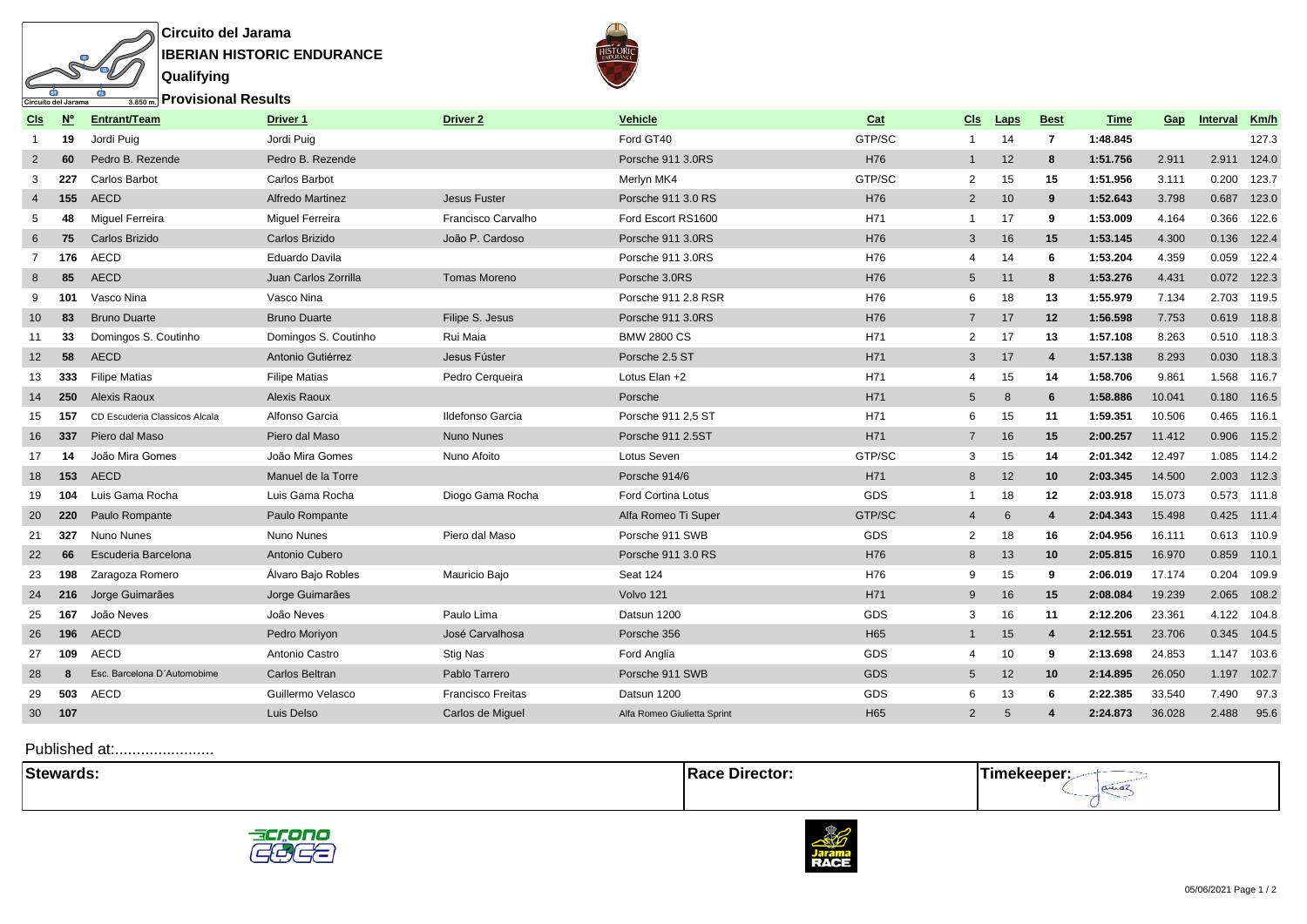# Circuito del Jarama

## IBERIAN HISTORIC ENDURANCE

### Qualifying

### Provisional Results

| Cls | Nº | Entrant/Team | Driver 1 | Driver 2 | Vehicle | Cat | Cls | Laps | Best | Time | Gap | Interval | Km/h |
|---|---|---|---|---|---|---|---|---|---|---|---|---|---|
| 1 | 19 | Jordi Puig | Jordi Puig | | Ford GT40 | GTP/SC | 1 | 14 | 7 | 1:48.845 | | | 127.3 |
| 2 | 60 | Pedro B. Rezende | Pedro B. Rezende | | Porsche 911 3.0RS | H76 | 1 | 12 | 8 | 1:51.756 | 2.911 | 2.911 | 124.0 |
| 3 | 227 | Carlos Barbot | Carlos Barbot | | Merlyn MK4 | GTP/SC | 2 | 15 | 15 | 1:51.956 | 3.111 | 0.200 | 123.7 |
| 4 | 155 | AECD | Alfredo Martinez | Jesus Fuster | Porsche 911 3.0 RS | H76 | 2 | 10 | 9 | 1:52.643 | 3.798 | 0.687 | 123.0 |
| 5 | 48 | Miguel Ferreira | Miguel Ferreira | Francisco Carvalho | Ford Escort RS1600 | H71 | 1 | 17 | 9 | 1:53.009 | 4.164 | 0.366 | 122.6 |
| 6 | 75 | Carlos Brizido | Carlos Brizido | João P. Cardoso | Porsche 911 3.0RS | H76 | 3 | 16 | 15 | 1:53.145 | 4.300 | 0.136 | 122.4 |
| 7 | 176 | AECD | Eduardo Davila | | Porsche 911 3.0RS | H76 | 4 | 14 | 6 | 1:53.204 | 4.359 | 0.059 | 122.4 |
| 8 | 85 | AECD | Juan Carlos Zorrilla | Tomas Moreno | Porsche 3.0RS | H76 | 5 | 11 | 8 | 1:53.276 | 4.431 | 0.072 | 122.3 |
| 9 | 101 | Vasco Nina | Vasco Nina | | Porsche 911 2.8 RSR | H76 | 6 | 18 | 13 | 1:55.979 | 7.134 | 2.703 | 119.5 |
| 10 | 83 | Bruno Duarte | Bruno Duarte | Filipe S. Jesus | Porsche 911 3.0RS | H76 | 7 | 17 | 12 | 1:56.598 | 7.753 | 0.619 | 118.8 |
| 11 | 33 | Domingos S. Coutinho | Domingos S. Coutinho | Rui Maia | BMW 2800 CS | H71 | 2 | 17 | 13 | 1:57.108 | 8.263 | 0.510 | 118.3 |
| 12 | 58 | AECD | Antonio Gutiérrez | Jesus Fúster | Porsche 2.5 ST | H71 | 3 | 17 | 4 | 1:57.138 | 8.293 | 0.030 | 118.3 |
| 13 | 333 | Filipe Matias | Filipe Matias | Pedro Cerqueira | Lotus Elan +2 | H71 | 4 | 15 | 14 | 1:58.706 | 9.861 | 1.568 | 116.7 |
| 14 | 250 | Alexis Raoux | Alexis Raoux | | Porsche | H71 | 5 | 8 | 6 | 1:58.886 | 10.041 | 0.180 | 116.5 |
| 15 | 157 | CD Escuderia Classicos Alcala | Alfonso Garcia | Ildefonso Garcia | Porsche 911 2,5 ST | H71 | 6 | 15 | 11 | 1:59.351 | 10.506 | 0.465 | 116.1 |
| 16 | 337 | Piero dal Maso | Piero dal Maso | Nuno Nunes | Porsche 911 2.5ST | H71 | 7 | 16 | 15 | 2:00.257 | 11.412 | 0.906 | 115.2 |
| 17 | 14 | João Mira Gomes | João Mira Gomes | Nuno Afoito | Lotus Seven | GTP/SC | 3 | 15 | 14 | 2:01.342 | 12.497 | 1.085 | 114.2 |
| 18 | 153 | AECD | Manuel de la Torre | | Porsche 914/6 | H71 | 8 | 12 | 10 | 2:03.345 | 14.500 | 2.003 | 112.3 |
| 19 | 104 | Luis Gama Rocha | Luis Gama Rocha | Diogo Gama Rocha | Ford Cortina Lotus | GDS | 1 | 18 | 12 | 2:03.918 | 15.073 | 0.573 | 111.8 |
| 20 | 220 | Paulo Rompante | Paulo Rompante | | Alfa Romeo Ti Super | GTP/SC | 4 | 6 | 4 | 2:04.343 | 15.498 | 0.425 | 111.4 |
| 21 | 327 | Nuno Nunes | Nuno Nunes | Piero dal Maso | Porsche 911 SWB | GDS | 2 | 18 | 16 | 2:04.956 | 16.111 | 0.613 | 110.9 |
| 22 | 66 | Escuderia Barcelona | Antonio Cubero | | Porsche 911 3.0 RS | H76 | 8 | 13 | 10 | 2:05.815 | 16.970 | 0.859 | 110.1 |
| 23 | 198 | Zaragoza Romero | Álvaro Bajo Robles | Mauricio Bajo | Seat 124 | H76 | 9 | 15 | 9 | 2:06.019 | 17.174 | 0.204 | 109.9 |
| 24 | 216 | Jorge Guimarães | Jorge Guimarães | | Volvo 121 | H71 | 9 | 16 | 15 | 2:08.084 | 19.239 | 2.065 | 108.2 |
| 25 | 167 | João Neves | João Neves | Paulo Lima | Datsun 1200 | GDS | 3 | 16 | 11 | 2:12.206 | 23.361 | 4.122 | 104.8 |
| 26 | 196 | AECD | Pedro Moriyon | José Carvalhosa | Porsche 356 | H65 | 1 | 15 | 4 | 2:12.551 | 23.706 | 0.345 | 104.5 |
| 27 | 109 | AECD | Antonio Castro | Stig Nas | Ford Anglia | GDS | 4 | 10 | 9 | 2:13.698 | 24.853 | 1.147 | 103.6 |
| 28 | 8 | Esc. Barcelona D´Automobime | Carlos Beltran | Pablo Tarrero | Porsche 911 SWB | GDS | 5 | 12 | 10 | 2:14.895 | 26.050 | 1.197 | 102.7 |
| 29 | 503 | AECD | Guillermo Velasco | Francisco Freitas | Datsun 1200 | GDS | 6 | 13 | 6 | 2:22.385 | 33.540 | 7.490 | 97.3 |
| 30 | 107 | | Luis Delso | Carlos de Miguel | Alfa Romeo Giulietta Sprint | H65 | 2 | 5 | 4 | 2:24.873 | 36.028 | 2.488 | 95.6 |

Published at:.......................

| Stewards: | Race Director: | Timekeeper: |
|---|---|---|
| | | |

05/06/2021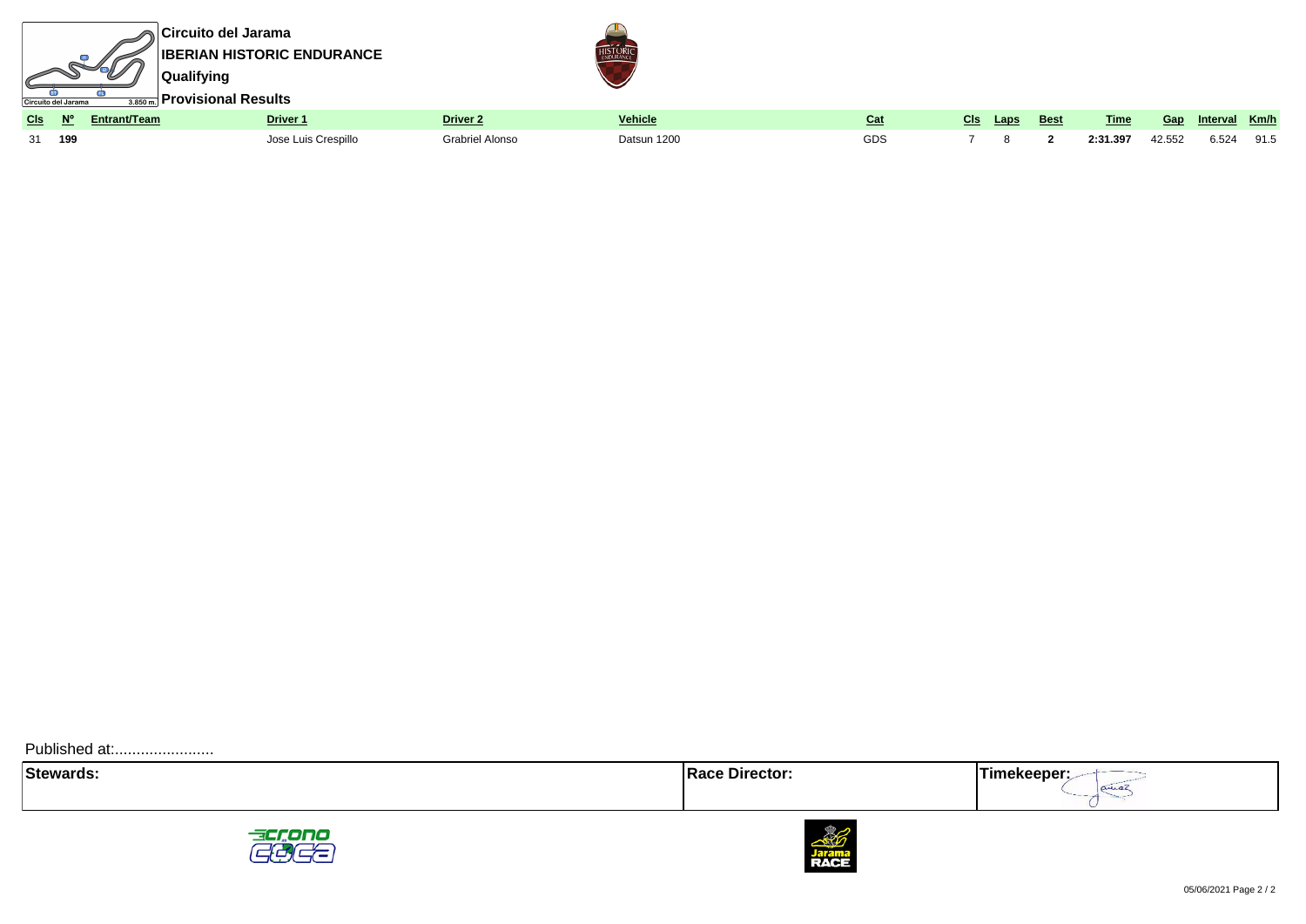# Circuito del Jarama

## IBERIAN HISTORIC ENDURANCE

### Qualifying

### Provisional Results

| Cls | Nº | Entrant/Team | Driver 1 | Driver 2 | Vehicle | Cat | Cls | Laps | Best | Time | Gap | Interval | Km/h |
|---|---|---|---|---|---|---|---|---|---|---|---|---|---|
| 31 | **199** | | Jose Luis Crespillo | Grabriel Alonso | Datsun 1200 | GDS | 7 | 8 | **2** | **2:31.397** | 42.552 | 6.524 | 91.5 |

Published at:.......................

| Stewards: | Race Director: | Timekeeper: |
|---|---|---|
| | | |

05/06/2021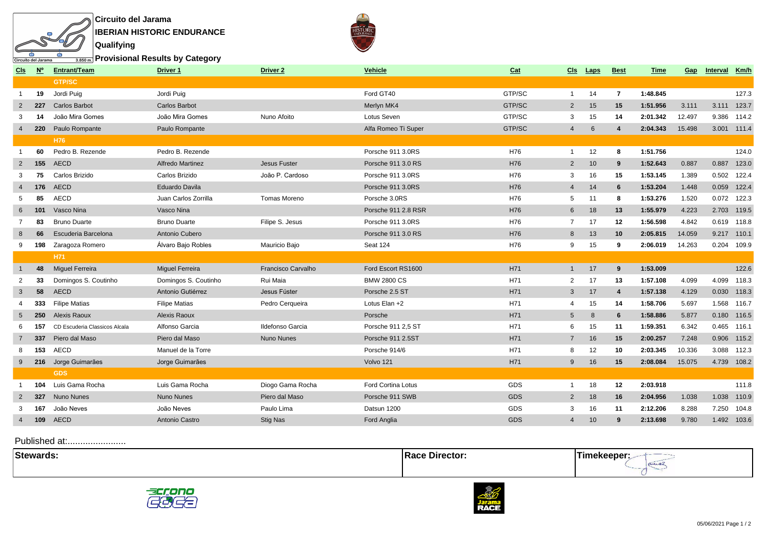**Circuito del Jarama**

**IBERIAN HISTORIC ENDURANCE**

**Qualifying**

**Provisional Results by Category**

| Cls | Nº | Entrant/Team | Driver 1 | Driver 2 | Vehicle | Cat | Cls | Laps | Best | Time | Gap | Interval | Km/h |
|---|---|---|---|---|---|---|---|---|---|---|---|---|---|
| | | **GTP/SC** | | | | | | | | | | | |
| 1 | **19** | Jordi Puig | Jordi Puig | | Ford GT40 | GTP/SC | 1 | 14 | **7** | **1:48.845** | | | 127.3 |
| 2 | **227** | Carlos Barbot | Carlos Barbot | | Merlyn MK4 | GTP/SC | 2 | 15 | **15** | **1:51.956** | 3.111 | 3.111 | 123.7 |
| 3 | **14** | João Mira Gomes | João Mira Gomes | Nuno Afoito | Lotus Seven | GTP/SC | 3 | 15 | **14** | **2:01.342** | 12.497 | 9.386 | 114.2 |
| 4 | **220** | Paulo Rompante | Paulo Rompante | | Alfa Romeo Ti Super | GTP/SC | 4 | 6 | **4** | **2:04.343** | 15.498 | 3.001 | 111.4 |
| | | **H76** | | | | | | | | | | | |
| 1 | **60** | Pedro B. Rezende | Pedro B. Rezende | | Porsche 911 3.0RS | H76 | 1 | 12 | **8** | **1:51.756** | | | 124.0 |
| 2 | **155** | AECD | Alfredo Martinez | Jesus Fuster | Porsche 911 3.0 RS | H76 | 2 | 10 | **9** | **1:52.643** | 0.887 | 0.887 | 123.0 |
| 3 | **75** | Carlos Brizido | Carlos Brizido | João P. Cardoso | Porsche 911 3.0RS | H76 | 3 | 16 | **15** | **1:53.145** | 1.389 | 0.502 | 122.4 |
| 4 | **176** | AECD | Eduardo Davila | | Porsche 911 3.0RS | H76 | 4 | 14 | **6** | **1:53.204** | 1.448 | 0.059 | 122.4 |
| 5 | **85** | AECD | Juan Carlos Zorrilla | Tomas Moreno | Porsche 3.0RS | H76 | 5 | 11 | **8** | **1:53.276** | 1.520 | 0.072 | 122.3 |
| 6 | **101** | Vasco Nina | Vasco Nina | | Porsche 911 2.8 RSR | H76 | 6 | 18 | **13** | **1:55.979** | 4.223 | 2.703 | 119.5 |
| 7 | **83** | Bruno Duarte | Bruno Duarte | Filipe S. Jesus | Porsche 911 3.0RS | H76 | 7 | 17 | **12** | **1:56.598** | 4.842 | 0.619 | 118.8 |
| 8 | **66** | Escuderia Barcelona | Antonio Cubero | | Porsche 911 3.0 RS | H76 | 8 | 13 | **10** | **2:05.815** | 14.059 | 9.217 | 110.1 |
| 9 | **198** | Zaragoza Romero | Álvaro Bajo Robles | Mauricio Bajo | Seat 124 | H76 | 9 | 15 | **9** | **2:06.019** | 14.263 | 0.204 | 109.9 |
| | | **H71** | | | | | | | | | | | |
| 1 | **48** | Miguel Ferreira | Miguel Ferreira | Francisco Carvalho | Ford Escort RS1600 | H71 | 1 | 17 | **9** | **1:53.009** | | | 122.6 |
| 2 | **33** | Domingos S. Coutinho | Domingos S. Coutinho | Rui Maia | BMW 2800 CS | H71 | 2 | 17 | **13** | **1:57.108** | 4.099 | 4.099 | 118.3 |
| 3 | **58** | AECD | Antonio Gutiérrez | Jesus Fúster | Porsche 2.5 ST | H71 | 3 | 17 | **4** | **1:57.138** | 4.129 | 0.030 | 118.3 |
| 4 | **333** | Filipe Matias | Filipe Matias | Pedro Cerqueira | Lotus Elan +2 | H71 | 4 | 15 | **14** | **1:58.706** | 5.697 | 1.568 | 116.7 |
| 5 | **250** | Alexis Raoux | Alexis Raoux | | Porsche | H71 | 5 | 8 | **6** | **1:58.886** | 5.877 | 0.180 | 116.5 |
| 6 | **157** | CD Escuderia Classicos Alcala | Alfonso Garcia | Ildefonso Garcia | Porsche 911 2,5 ST | H71 | 6 | 15 | **11** | **1:59.351** | 6.342 | 0.465 | 116.1 |
| 7 | **337** | Piero dal Maso | Piero dal Maso | Nuno Nunes | Porsche 911 2.5ST | H71 | 7 | 16 | **15** | **2:00.257** | 7.248 | 0.906 | 115.2 |
| 8 | **153** | AECD | Manuel de la Torre | | Porsche 914/6 | H71 | 8 | 12 | **10** | **2:03.345** | 10.336 | 3.088 | 112.3 |
| 9 | **216** | Jorge Guimarães | Jorge Guimarães | | Volvo 121 | H71 | 9 | 16 | **15** | **2:08.084** | 15.075 | 4.739 | 108.2 |
| | | **GDS** | | | | | | | | | | | |
| 1 | **104** | Luis Gama Rocha | Luis Gama Rocha | Diogo Gama Rocha | Ford Cortina Lotus | GDS | 1 | 18 | **12** | **2:03.918** | | | 111.8 |
| 2 | **327** | Nuno Nunes | Nuno Nunes | Piero dal Maso | Porsche 911 SWB | GDS | 2 | 18 | **16** | **2:04.956** | 1.038 | 1.038 | 110.9 |
| 3 | **167** | João Neves | João Neves | Paulo Lima | Datsun 1200 | GDS | 3 | 16 | **11** | **2:12.206** | 8.288 | 7.250 | 104.8 |
| 4 | **109** | AECD | Antonio Castro | Stig Nas | Ford Anglia | GDS | 4 | 10 | **9** | **2:13.698** | 9.780 | 1.492 | 103.6 |

Published at:......................

| **Stewards:** | **Race Director:** | **Timekeeper:** |
|---|---|---|
| | | |

05/06/2021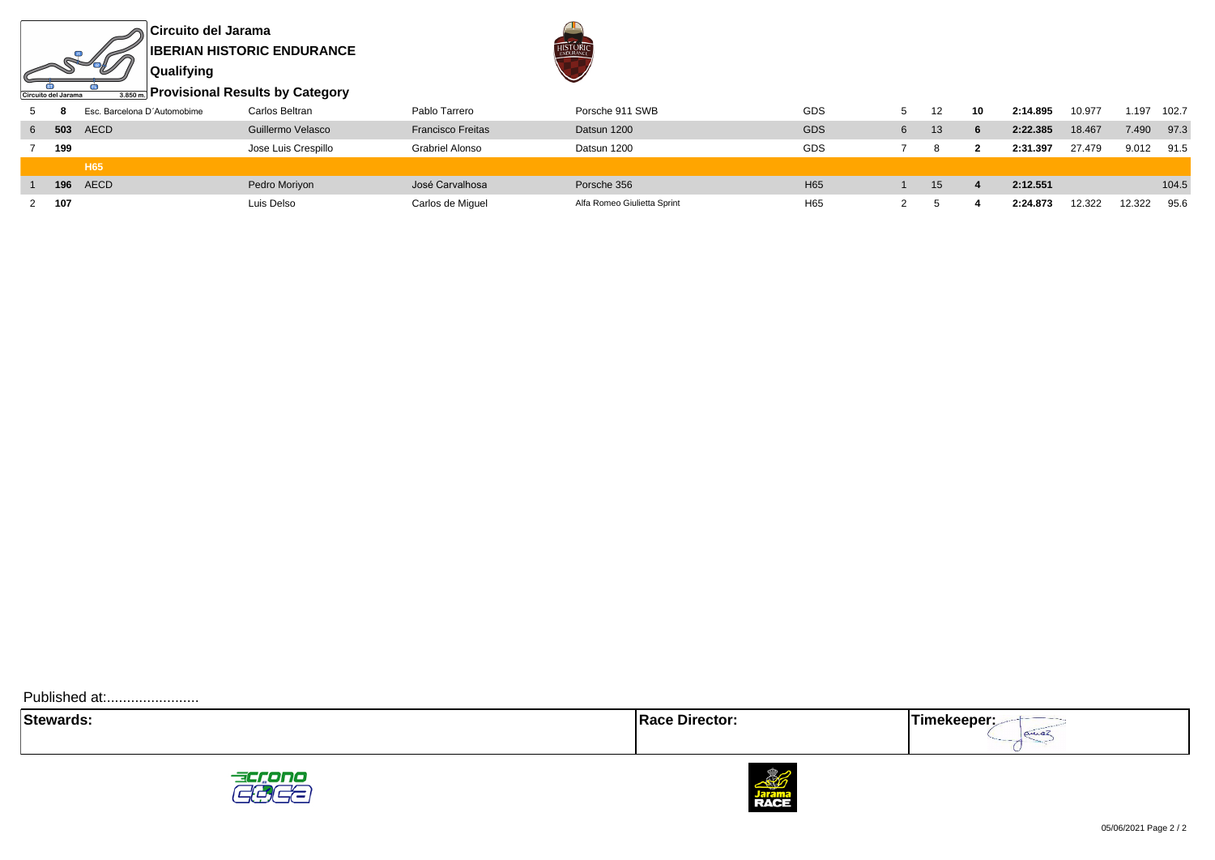# Circuito del Jarama

## IBERIAN HISTORIC ENDURANCE

### Qualifying

### Provisional Results by Category

| | | | | | | | | | | | | | |
|---|---|---|---|---|---|---|---|---|---|---|---|---|---|
| 5 | **8** | Esc. Barcelona D´Automobime | Carlos Beltran | Pablo Tarrero | Porsche 911 SWB | GDS | 5 | 12 | **10** | **2:14.895** | 10.977 | 1.197 | 102.7 |
| 6 | **503** | AECD | Guillermo Velasco | Francisco Freitas | Datsun 1200 | GDS | 6 | 13 | **6** | **2:22.385** | 18.467 | 7.490 | 97.3 |
| 7 | **199** | | Jose Luis Crespillo | Grabriel Alonso | Datsun 1200 | GDS | 7 | 8 | **2** | **2:31.397** | 27.479 | 9.012 | 91.5 |
| | | **H65** | | | | | | | | | | | |
| 1 | **196** | AECD | Pedro Moriyon | José Carvalhosa | Porsche 356 | H65 | 1 | 15 | **4** | **2:12.551** | | | 104.5 |
| 2 | **107** | | Luis Delso | Carlos de Miguel | Alfa Romeo Giulietta Sprint | H65 | 2 | 5 | **4** | **2:24.873** | 12.322 | 12.322 | 95.6 |

Published at:.......................

| Stewards: | Race Director: | Timekeeper: |
|---|---|---|
| | | |

05/06/2021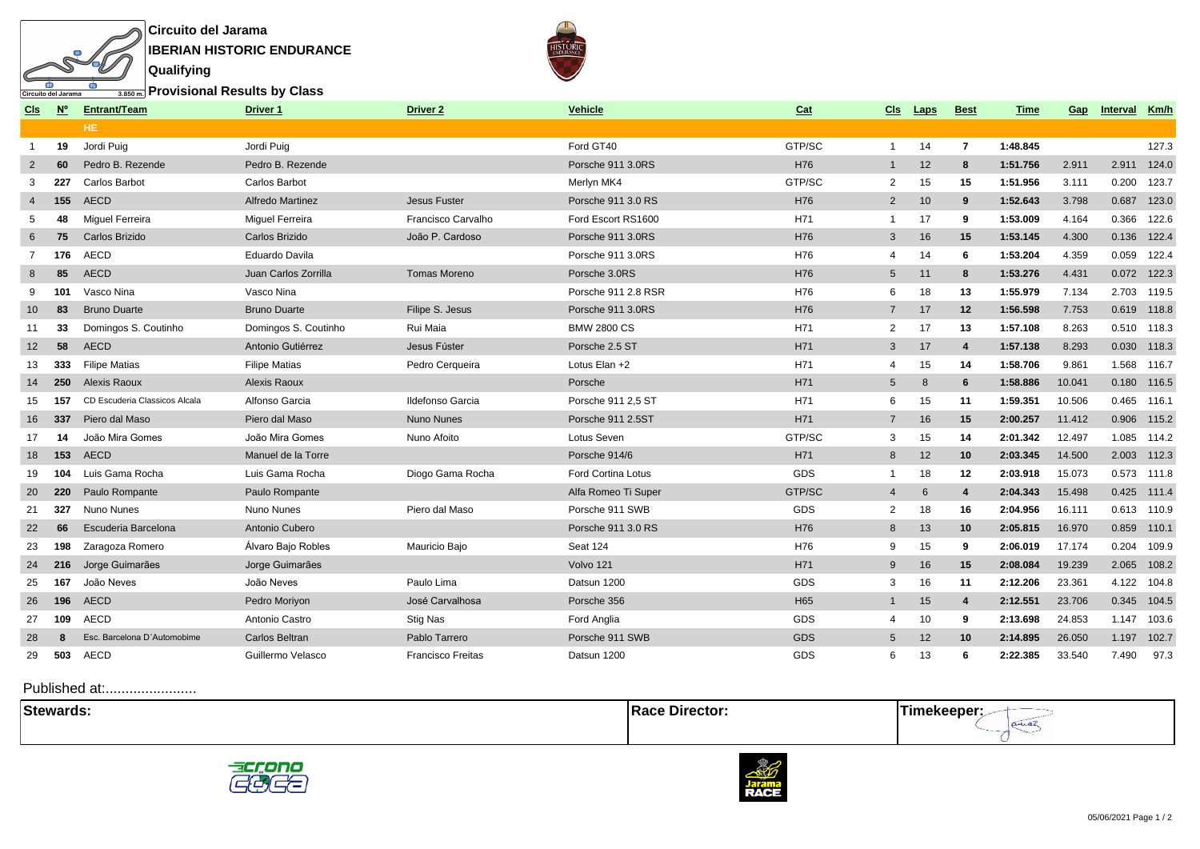# Circuito del Jarama

## IBERIAN HISTORIC ENDURANCE

### Qualifying

### Provisional Results by Class

| Cls | Nº | Entrant/Team | Driver 1 | Driver 2 | Vehicle | Cat | Cls | Laps | Best | Time | Gap | Interval | Km/h |
|---|---|---|---|---|---|---|---|---|---|---|---|---|---|
| | | HE | | | | | | | | | | | |
| 1 | 19 | Jordi Puig | Jordi Puig | | Ford GT40 | GTP/SC | 1 | 14 | 7 | 1:48.845 | | | 127.3 |
| 2 | 60 | Pedro B. Rezende | Pedro B. Rezende | | Porsche 911 3.0RS | H76 | 1 | 12 | 8 | 1:51.756 | 2.911 | 2.911 | 124.0 |
| 3 | 227 | Carlos Barbot | Carlos Barbot | | Merlyn MK4 | GTP/SC | 2 | 15 | 15 | 1:51.956 | 3.111 | 0.200 | 123.7 |
| 4 | 155 | AECD | Alfredo Martinez | Jesus Fuster | Porsche 911 3.0 RS | H76 | 2 | 10 | 9 | 1:52.643 | 3.798 | 0.687 | 123.0 |
| 5 | 48 | Miguel Ferreira | Miguel Ferreira | Francisco Carvalho | Ford Escort RS1600 | H71 | 1 | 17 | 9 | 1:53.009 | 4.164 | 0.366 | 122.6 |
| 6 | 75 | Carlos Brizido | Carlos Brizido | João P. Cardoso | Porsche 911 3.0RS | H76 | 3 | 16 | 15 | 1:53.145 | 4.300 | 0.136 | 122.4 |
| 7 | 176 | AECD | Eduardo Davila | | Porsche 911 3.0RS | H76 | 4 | 14 | 6 | 1:53.204 | 4.359 | 0.059 | 122.4 |
| 8 | 85 | AECD | Juan Carlos Zorrilla | Tomas Moreno | Porsche 3.0RS | H76 | 5 | 11 | 8 | 1:53.276 | 4.431 | 0.072 | 122.3 |
| 9 | 101 | Vasco Nina | Vasco Nina | | Porsche 911 2.8 RSR | H76 | 6 | 18 | 13 | 1:55.979 | 7.134 | 2.703 | 119.5 |
| 10 | 83 | Bruno Duarte | Bruno Duarte | Filipe S. Jesus | Porsche 911 3.0RS | H76 | 7 | 17 | 12 | 1:56.598 | 7.753 | 0.619 | 118.8 |
| 11 | 33 | Domingos S. Coutinho | Domingos S. Coutinho | Rui Maia | BMW 2800 CS | H71 | 2 | 17 | 13 | 1:57.108 | 8.263 | 0.510 | 118.3 |
| 12 | 58 | AECD | Antonio Gutiérrez | Jesus Fúster | Porsche 2.5 ST | H71 | 3 | 17 | 4 | 1:57.138 | 8.293 | 0.030 | 118.3 |
| 13 | 333 | Filipe Matias | Filipe Matias | Pedro Cerqueira | Lotus Elan +2 | H71 | 4 | 15 | 14 | 1:58.706 | 9.861 | 1.568 | 116.7 |
| 14 | 250 | Alexis Raoux | Alexis Raoux | | Porsche | H71 | 5 | 8 | 6 | 1:58.886 | 10.041 | 0.180 | 116.5 |
| 15 | 157 | CD Escuderia Classicos Alcala | Alfonso Garcia | Ildefonso Garcia | Porsche 911 2,5 ST | H71 | 6 | 15 | 11 | 1:59.351 | 10.506 | 0.465 | 116.1 |
| 16 | 337 | Piero dal Maso | Piero dal Maso | Nuno Nunes | Porsche 911 2.5ST | H71 | 7 | 16 | 15 | 2:00.257 | 11.412 | 0.906 | 115.2 |
| 17 | 14 | João Mira Gomes | João Mira Gomes | Nuno Afoito | Lotus Seven | GTP/SC | 3 | 15 | 14 | 2:01.342 | 12.497 | 1.085 | 114.2 |
| 18 | 153 | AECD | Manuel de la Torre | | Porsche 914/6 | H71 | 8 | 12 | 10 | 2:03.345 | 14.500 | 2.003 | 112.3 |
| 19 | 104 | Luis Gama Rocha | Luis Gama Rocha | Diogo Gama Rocha | Ford Cortina Lotus | GDS | 1 | 18 | 12 | 2:03.918 | 15.073 | 0.573 | 111.8 |
| 20 | 220 | Paulo Rompante | Paulo Rompante | | Alfa Romeo Ti Super | GTP/SC | 4 | 6 | 4 | 2:04.343 | 15.498 | 0.425 | 111.4 |
| 21 | 327 | Nuno Nunes | Nuno Nunes | Piero dal Maso | Porsche 911 SWB | GDS | 2 | 18 | 16 | 2:04.956 | 16.111 | 0.613 | 110.9 |
| 22 | 66 | Escuderia Barcelona | Antonio Cubero | | Porsche 911 3.0 RS | H76 | 8 | 13 | 10 | 2:05.815 | 16.970 | 0.859 | 110.1 |
| 23 | 198 | Zaragoza Romero | Álvaro Bajo Robles | Mauricio Bajo | Seat 124 | H76 | 9 | 15 | 9 | 2:06.019 | 17.174 | 0.204 | 109.9 |
| 24 | 216 | Jorge Guimarães | Jorge Guimarães | | Volvo 121 | H71 | 9 | 16 | 15 | 2:08.084 | 19.239 | 2.065 | 108.2 |
| 25 | 167 | João Neves | João Neves | Paulo Lima | Datsun 1200 | GDS | 3 | 16 | 11 | 2:12.206 | 23.361 | 4.122 | 104.8 |
| 26 | 196 | AECD | Pedro Moriyon | José Carvalhosa | Porsche 356 | H65 | 1 | 15 | 4 | 2:12.551 | 23.706 | 0.345 | 104.5 |
| 27 | 109 | AECD | Antonio Castro | Stig Nas | Ford Anglia | GDS | 4 | 10 | 9 | 2:13.698 | 24.853 | 1.147 | 103.6 |
| 28 | 8 | Esc. Barcelona D´Automobime | Carlos Beltran | Pablo Tarrero | Porsche 911 SWB | GDS | 5 | 12 | 10 | 2:14.895 | 26.050 | 1.197 | 102.7 |
| 29 | 503 | AECD | Guillermo Velasco | Francisco Freitas | Datsun 1200 | GDS | 6 | 13 | 6 | 2:22.385 | 33.540 | 7.490 | 97.3 |

Published at:........................

| Stewards: | Race Director: | Timekeeper: |
|---|---|---|
| | | |

05/06/2021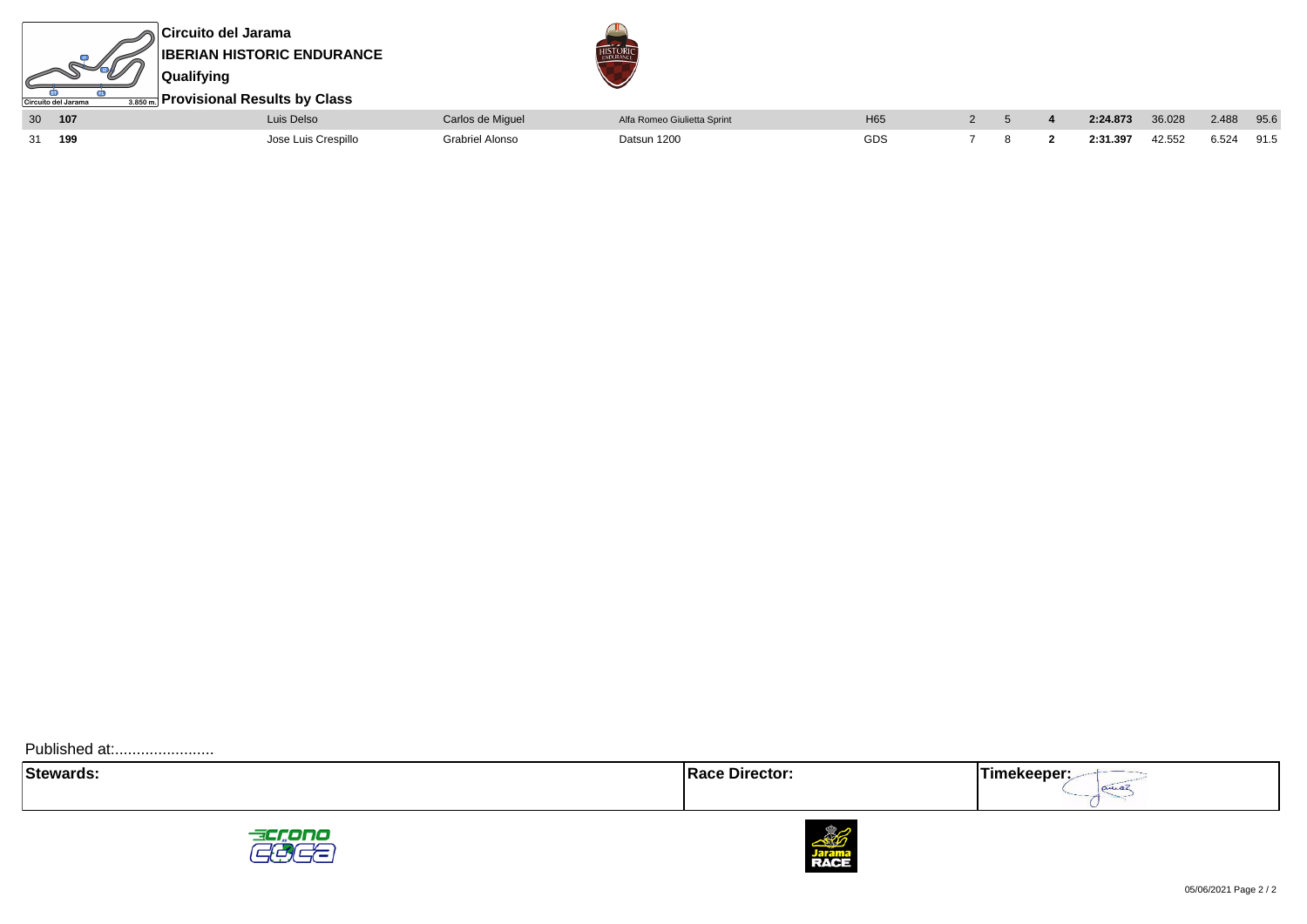**Circuito del Jarama**

**IBERIAN HISTORIC ENDURANCE**

**Qualifying**

**Provisional Results by Class**

| | | | | | | | | | | | | |
|---|---|---|---|---|---|---|---|---|---|---|---|---|
| 30 | **107** | Luis Delso | Carlos de Miguel | Alfa Romeo Giulietta Sprint | H65 | 2 | 5 | **4** | **2:24.873** | 36.028 | 2.488 | 95.6 |
| 31 | **199** | Jose Luis Crespillo | Grabriel Alonso | Datsun 1200 | GDS | 7 | 8 | **2** | **2:31.397** | 42.552 | 6.524 | 91.5 |

Published at:......................

| **Stewards:** | **Race Director:** | **Timekeeper:** |
|---|---|---|
| | | |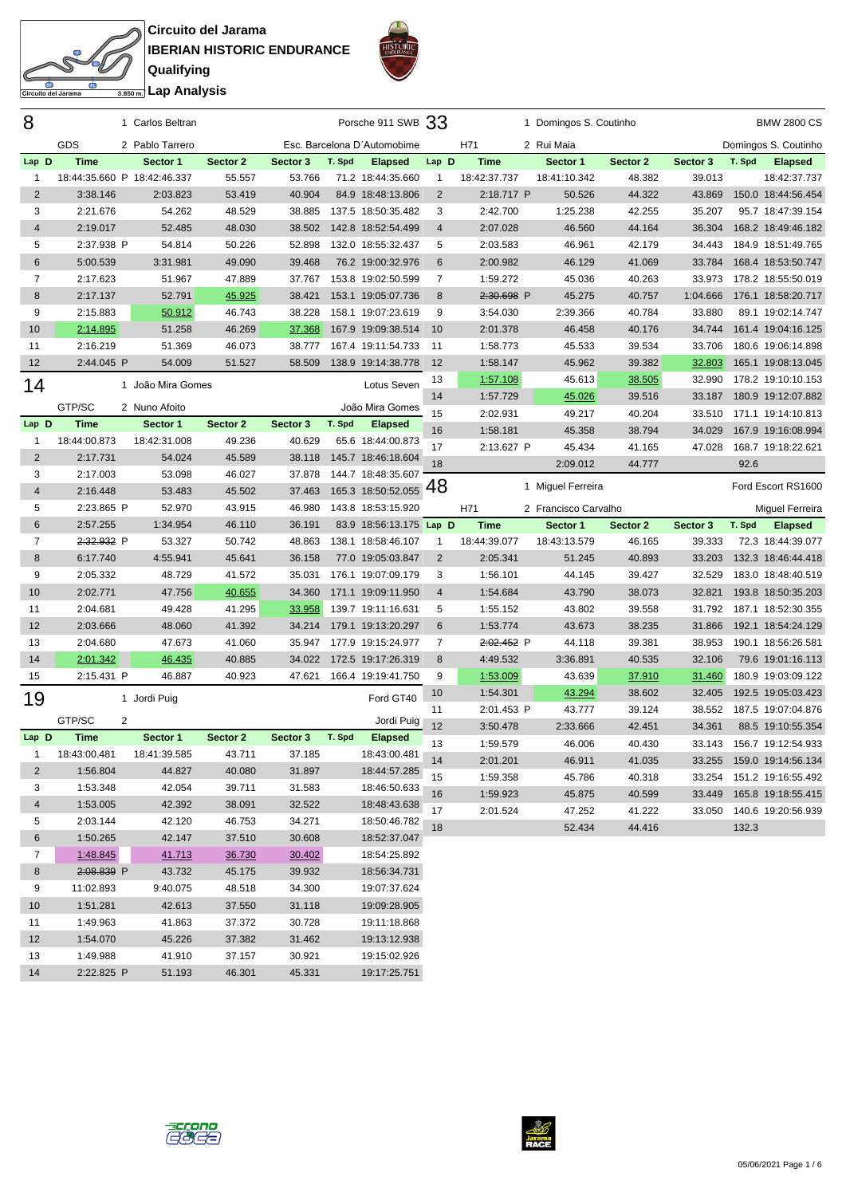**Circuito del Jarama**
**IBERIAN HISTORIC ENDURANCE**
**Qualifying**
**Lap Analysis**

## 8 — Porsche 911 SWB

GDS — 1 Carlos Beltran, 2 Pablo Tarrero — Esc. Barcelona D´Automobime

| Lap | D | Time | Sector 1 | Sector 2 | Sector 3 | T. Spd | Elapsed |
|---|---|---|---|---|---|---|---|
| 1 | | 18:44:35.660 P | 18:42:46.337 | 55.557 | 53.766 | 71.2 | 18:44:35.660 |
| 2 | | 3:38.146 | 2:03.823 | 53.419 | 40.904 | 84.9 | 18:48:13.806 |
| 3 | | 2:21.676 | 54.262 | 48.529 | 38.885 | 137.5 | 18:50:35.482 |
| 4 | | 2:19.017 | 52.485 | 48.030 | 38.502 | 142.8 | 18:52:54.499 |
| 5 | | 2:37.938 P | 54.814 | 50.226 | 52.898 | 132.0 | 18:55:32.437 |
| 6 | | 5:00.539 | 3:31.981 | 49.090 | 39.468 | 76.2 | 19:00:32.976 |
| 7 | | 2:17.623 | 51.967 | 47.889 | 37.767 | 153.8 | 19:02:50.599 |
| 8 | | 2:17.137 | 52.791 | 45.925 | 38.421 | 153.1 | 19:05:07.736 |
| 9 | | 2:15.883 | 50.912 | 46.743 | 38.228 | 158.1 | 19:07:23.619 |
| 10 | | 2:14.895 | 51.258 | 46.269 | 37.368 | 167.9 | 19:09:38.514 |
| 11 | | 2:16.219 | 51.369 | 46.073 | 38.777 | 167.4 | 19:11:54.733 |
| 12 | | 2:44.045 P | 54.009 | 51.527 | 58.509 | 138.9 | 19:14:38.778 |

## 14 — Lotus Seven

GTP/SC — 1 João Mira Gomes, 2 Nuno Afoito — João Mira Gomes

| Lap | D | Time | Sector 1 | Sector 2 | Sector 3 | T. Spd | Elapsed |
|---|---|---|---|---|---|---|---|
| 1 | | 18:44:00.873 | 18:42:31.008 | 49.236 | 40.629 | 65.6 | 18:44:00.873 |
| 2 | | 2:17.731 | 54.024 | 45.589 | 38.118 | 145.7 | 18:46:18.604 |
| 3 | | 2:17.003 | 53.098 | 46.027 | 37.878 | 144.7 | 18:48:35.607 |
| 4 | | 2:16.448 | 53.483 | 45.502 | 37.463 | 165.3 | 18:50:52.055 |
| 5 | | 2:23.865 P | 52.970 | 43.915 | 46.980 | 143.8 | 18:53:15.920 |
| 6 | | 2:57.255 | 1:34.954 | 46.110 | 36.191 | 83.9 | 18:56:13.175 |
| 7 | | ~~2:32.932~~ P | 53.327 | 50.742 | 48.863 | 138.1 | 18:58:46.107 |
| 8 | | 6:17.740 | 4:55.941 | 45.641 | 36.158 | 77.0 | 19:05:03.847 |
| 9 | | 2:05.332 | 48.729 | 41.572 | 35.031 | 176.1 | 19:07:09.179 |
| 10 | | 2:02.771 | 47.756 | 40.655 | 34.360 | 171.1 | 19:09:11.950 |
| 11 | | 2:04.681 | 49.428 | 41.295 | 33.958 | 139.7 | 19:11:16.631 |
| 12 | | 2:03.666 | 48.060 | 41.392 | 34.214 | 179.1 | 19:13:20.297 |
| 13 | | 2:04.680 | 47.673 | 41.060 | 35.947 | 177.9 | 19:15:24.977 |
| 14 | | 2:01.342 | 46.435 | 40.885 | 34.022 | 172.5 | 19:17:26.319 |
| 15 | | 2:15.431 P | 46.887 | 40.923 | 47.621 | 166.4 | 19:19:41.750 |

## 19 — Ford GT40

GTP/SC — 1 Jordi Puig, 2 — Jordi Puig

| Lap | D | Time | Sector 1 | Sector 2 | Sector 3 | T. Spd | Elapsed |
|---|---|---|---|---|---|---|---|
| 1 | | 18:43:00.481 | 18:41:39.585 | 43.711 | 37.185 | | 18:43:00.481 |
| 2 | | 1:56.804 | 44.827 | 40.080 | 31.897 | | 18:44:57.285 |
| 3 | | 1:53.348 | 42.054 | 39.711 | 31.583 | | 18:46:50.633 |
| 4 | | 1:53.005 | 42.392 | 38.091 | 32.522 | | 18:48:43.638 |
| 5 | | 2:03.144 | 42.120 | 46.753 | 34.271 | | 18:50:46.782 |
| 6 | | 1:50.265 | 42.147 | 37.510 | 30.608 | | 18:52:37.047 |
| 7 | | 1:48.845 | 41.713 | 36.730 | 30.402 | | 18:54:25.892 |
| 8 | | ~~2:08.839~~ P | 43.732 | 45.175 | 39.932 | | 18:56:34.731 |
| 9 | | 11:02.893 | 9:40.075 | 48.518 | 34.300 | | 19:07:37.624 |
| 10 | | 1:51.281 | 42.613 | 37.550 | 31.118 | | 19:09:28.905 |
| 11 | | 1:49.963 | 41.863 | 37.372 | 30.728 | | 19:11:18.868 |
| 12 | | 1:54.070 | 45.226 | 37.382 | 31.462 | | 19:13:12.938 |
| 13 | | 1:49.988 | 41.910 | 37.157 | 30.921 | | 19:15:02.926 |
| 14 | | 2:22.825 P | 51.193 | 46.301 | 45.331 | | 19:17:25.751 |

## 33 — BMW 2800 CS

H71 — 1 Domingos S. Coutinho, 2 Rui Maia — Domingos S. Coutinho

| Lap | D | Time | Sector 1 | Sector 2 | Sector 3 | T. Spd | Elapsed |
|---|---|---|---|---|---|---|---|
| 1 | | 18:42:37.737 | 18:41:10.342 | 48.382 | 39.013 | | 18:42:37.737 |
| 2 | | 2:18.717 P | 50.526 | 44.322 | 43.869 | 150.0 | 18:44:56.454 |
| 3 | | 2:42.700 | 1:25.238 | 42.255 | 35.207 | 95.7 | 18:47:39.154 |
| 4 | | 2:07.028 | 46.560 | 44.164 | 36.304 | 168.2 | 18:49:46.182 |
| 5 | | 2:03.583 | 46.961 | 42.179 | 34.443 | 184.9 | 18:51:49.765 |
| 6 | | 2:00.982 | 46.129 | 41.069 | 33.784 | 168.4 | 18:53:50.747 |
| 7 | | 1:59.272 | 45.036 | 40.263 | 33.973 | 178.2 | 18:55:50.019 |
| 8 | | ~~2:30.698~~ P | 45.275 | 40.757 | 1:04.666 | 176.1 | 18:58:20.717 |
| 9 | | 3:54.030 | 2:39.366 | 40.784 | 33.880 | 89.1 | 19:02:14.747 |
| 10 | | 2:01.378 | 46.458 | 40.176 | 34.744 | 161.4 | 19:04:16.125 |
| 11 | | 1:58.773 | 45.533 | 39.534 | 33.706 | 180.6 | 19:06:14.898 |
| 12 | | 1:58.147 | 45.962 | 39.382 | 32.803 | 165.1 | 19:08:13.045 |
| 13 | | 1:57.108 | 45.613 | 38.505 | 32.990 | 178.2 | 19:10:10.153 |
| 14 | | 1:57.729 | 45.026 | 39.516 | 33.187 | 180.9 | 19:12:07.882 |
| 15 | | 2:02.931 | 49.217 | 40.204 | 33.510 | 171.1 | 19:14:10.813 |
| 16 | | 1:58.181 | 45.358 | 38.794 | 34.029 | 167.9 | 19:16:08.994 |
| 17 | | 2:13.627 P | 45.434 | 41.165 | 47.028 | 168.7 | 19:18:22.621 |
| 18 | | | 2:09.012 | 44.777 | | 92.6 | |

## 48 — Ford Escort RS1600

H71 — 1 Miguel Ferreira, 2 Francisco Carvalho — Miguel Ferreira

| Lap | D | Time | Sector 1 | Sector 2 | Sector 3 | T. Spd | Elapsed |
|---|---|---|---|---|---|---|---|
| 1 | | 18:44:39.077 | 18:43:13.579 | 46.165 | 39.333 | 72.3 | 18:44:39.077 |
| 2 | | 2:05.341 | 51.245 | 40.893 | 33.203 | 132.3 | 18:46:44.418 |
| 3 | | 1:56.101 | 44.145 | 39.427 | 32.529 | 183.0 | 18:48:40.519 |
| 4 | | 1:54.684 | 43.790 | 38.073 | 32.821 | 193.8 | 18:50:35.203 |
| 5 | | 1:55.152 | 43.802 | 39.558 | 31.792 | 187.1 | 18:52:30.355 |
| 6 | | 1:53.774 | 43.673 | 38.235 | 31.866 | 192.1 | 18:54:24.129 |
| 7 | | ~~2:02.452~~ P | 44.118 | 39.381 | 38.953 | 190.1 | 18:56:26.581 |
| 8 | | 4:49.532 | 3:36.891 | 40.535 | 32.106 | 79.6 | 19:01:16.113 |
| 9 | | 1:53.009 | 43.639 | 37.910 | 31.460 | 180.9 | 19:03:09.122 |
| 10 | | 1:54.301 | 43.294 | 38.602 | 32.405 | 192.5 | 19:05:03.423 |
| 11 | | 2:01.453 P | 43.777 | 39.124 | 38.552 | 187.5 | 19:07:04.876 |
| 12 | | 3:50.478 | 2:33.666 | 42.451 | 34.361 | 88.5 | 19:10:55.354 |
| 13 | | 1:59.579 | 46.006 | 40.430 | 33.143 | 156.7 | 19:12:54.933 |
| 14 | | 2:01.201 | 46.911 | 41.035 | 33.255 | 159.0 | 19:14:56.134 |
| 15 | | 1:59.358 | 45.786 | 40.318 | 33.254 | 151.2 | 19:16:55.492 |
| 16 | | 1:59.923 | 45.875 | 40.599 | 33.449 | 165.8 | 19:18:55.415 |
| 17 | | 2:01.524 | 47.252 | 41.222 | 33.050 | 140.6 | 19:20:56.939 |
| 18 | | | 52.434 | 44.416 | | 132.3 | |

05/06/2021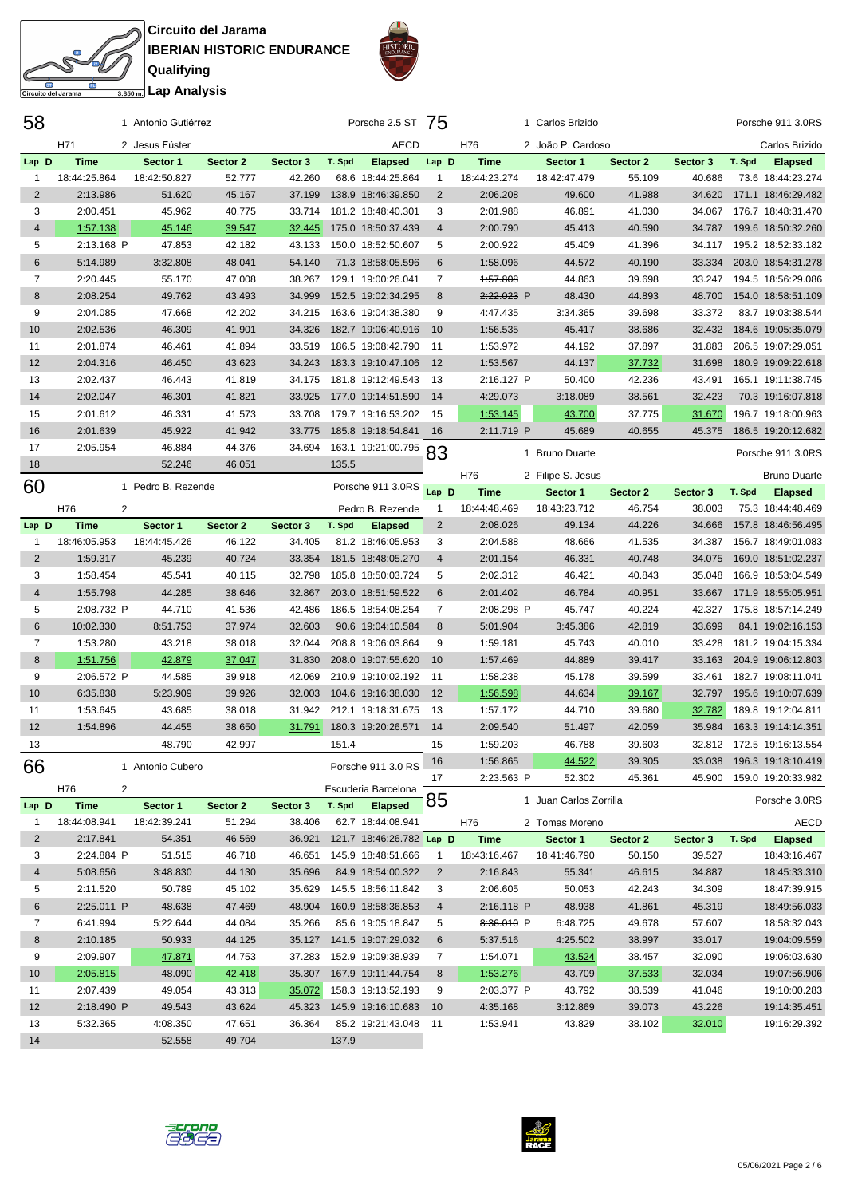**Circuito del Jarama**
**IBERIAN HISTORIC ENDURANCE**
**Qualifying**
**Lap Analysis**

Circuito del Jarama 3.850 m.

## 58 — H71 — 1 Antonio Gutiérrez, 2 Jesus Fúster — Porsche 2.5 ST — AECD

| Lap | D | Time | Sector 1 | Sector 2 | Sector 3 | T. Spd | Elapsed |
|---|---|---|---|---|---|---|---|
| 1 | | 18:44:25.864 | 18:42:50.827 | 52.777 | 42.260 | 68.6 | 18:44:25.864 |
| 2 | | 2:13.986 | 51.620 | 45.167 | 37.199 | 138.9 | 18:46:39.850 |
| 3 | | 2:00.451 | 45.962 | 40.775 | 33.714 | 181.2 | 18:48:40.301 |
| 4 | | 1:57.138 | 45.146 | 39.547 | 32.445 | 175.0 | 18:50:37.439 |
| 5 | | 2:13.168 P | 47.853 | 42.182 | 43.133 | 150.0 | 18:52:50.607 |
| 6 | | ~~5:14.989~~ | 3:32.808 | 48.041 | 54.140 | 71.3 | 18:58:05.596 |
| 7 | | 2:20.445 | 55.170 | 47.008 | 38.267 | 129.1 | 19:00:26.041 |
| 8 | | 2:08.254 | 49.762 | 43.493 | 34.999 | 152.5 | 19:02:34.295 |
| 9 | | 2:04.085 | 47.668 | 42.202 | 34.215 | 163.6 | 19:04:38.380 |
| 10 | | 2:02.536 | 46.309 | 41.901 | 34.326 | 182.7 | 19:06:40.916 |
| 11 | | 2:01.874 | 46.461 | 41.894 | 33.519 | 186.5 | 19:08:42.790 |
| 12 | | 2:04.316 | 46.450 | 43.623 | 34.243 | 183.3 | 19:10:47.106 |
| 13 | | 2:02.437 | 46.443 | 41.819 | 34.175 | 181.8 | 19:12:49.543 |
| 14 | | 2:02.047 | 46.301 | 41.821 | 33.925 | 177.0 | 19:14:51.590 |
| 15 | | 2:01.612 | 46.331 | 41.573 | 33.708 | 179.7 | 19:16:53.202 |
| 16 | | 2:01.639 | 45.922 | 41.942 | 33.775 | 185.8 | 19:18:54.841 |
| 17 | | 2:05.954 | 46.884 | 44.376 | 34.694 | 163.1 | 19:21:00.795 |
| 18 | | | 52.246 | 46.051 | | 135.5 | |

## 60 — H76 — 1 Pedro B. Rezende, 2 — Porsche 911 3.0RS — Pedro B. Rezende

| Lap | D | Time | Sector 1 | Sector 2 | Sector 3 | T. Spd | Elapsed |
|---|---|---|---|---|---|---|---|
| 1 | | 18:46:05.953 | 18:44:45.426 | 46.122 | 34.405 | 81.2 | 18:46:05.953 |
| 2 | | 1:59.317 | 45.239 | 40.724 | 33.354 | 181.5 | 18:48:05.270 |
| 3 | | 1:58.454 | 45.541 | 40.115 | 32.798 | 185.8 | 18:50:03.724 |
| 4 | | 1:55.798 | 44.285 | 38.646 | 32.867 | 203.0 | 18:51:59.522 |
| 5 | | 2:08.732 P | 44.710 | 41.536 | 42.486 | 186.5 | 18:54:08.254 |
| 6 | | 10:02.330 | 8:51.753 | 37.974 | 32.603 | 90.6 | 19:04:10.584 |
| 7 | | 1:53.280 | 43.218 | 38.018 | 32.044 | 208.8 | 19:06:03.864 |
| 8 | | 1:51.756 | 42.879 | 37.047 | 31.830 | 208.0 | 19:07:55.620 |
| 9 | | 2:06.572 P | 44.585 | 39.918 | 42.069 | 210.9 | 19:10:02.192 |
| 10 | | 6:35.838 | 5:23.909 | 39.926 | 32.003 | 104.6 | 19:16:38.030 |
| 11 | | 1:53.645 | 43.685 | 38.018 | 31.942 | 212.1 | 19:18:31.675 |
| 12 | | 1:54.896 | 44.455 | 38.650 | 31.791 | 180.3 | 19:20:26.571 |
| 13 | | | 48.790 | 42.997 | | 151.4 | |

## 66 — H76 — 1 Antonio Cubero, 2 — Porsche 911 3.0 RS — Escuderia Barcelona

| Lap | D | Time | Sector 1 | Sector 2 | Sector 3 | T. Spd | Elapsed |
|---|---|---|---|---|---|---|---|
| 1 | | 18:44:08.941 | 18:42:39.241 | 51.294 | 38.406 | 62.7 | 18:44:08.941 |
| 2 | | 2:17.841 | 54.351 | 46.569 | 36.921 | 121.7 | 18:46:26.782 |
| 3 | | 2:24.884 P | 51.515 | 46.718 | 46.651 | 145.9 | 18:48:51.666 |
| 4 | | 5:08.656 | 3:48.830 | 44.130 | 35.696 | 84.9 | 18:54:00.322 |
| 5 | | 2:11.520 | 50.789 | 45.102 | 35.629 | 145.5 | 18:56:11.842 |
| 6 | | ~~2:25.011~~ P | 48.638 | 47.469 | 48.904 | 160.9 | 18:58:36.853 |
| 7 | | 6:41.994 | 5:22.644 | 44.084 | 35.266 | 85.6 | 19:05:18.847 |
| 8 | | 2:10.185 | 50.933 | 44.125 | 35.127 | 141.5 | 19:07:29.032 |
| 9 | | 2:09.907 | 47.871 | 44.753 | 37.283 | 152.9 | 19:09:38.939 |
| 10 | | 2:05.815 | 48.090 | 42.418 | 35.307 | 167.9 | 19:11:44.754 |
| 11 | | 2:07.439 | 49.054 | 43.313 | 35.072 | 158.3 | 19:13:52.193 |
| 12 | | 2:18.490 P | 49.543 | 43.624 | 45.323 | 145.9 | 19:16:10.683 |
| 13 | | 5:32.365 | 4:08.350 | 47.651 | 36.364 | 85.2 | 19:21:43.048 |
| 14 | | | 52.558 | 49.704 | | 137.9 | |

## 75 — H76 — 1 Carlos Brizido, 2 João P. Cardoso — Porsche 911 3.0RS — Carlos Brizido

| Lap | D | Time | Sector 1 | Sector 2 | Sector 3 | T. Spd | Elapsed |
|---|---|---|---|---|---|---|---|
| 1 | | 18:44:23.274 | 18:42:47.479 | 55.109 | 40.686 | 73.6 | 18:44:23.274 |
| 2 | | 2:06.208 | 49.600 | 41.988 | 34.620 | 171.1 | 18:46:29.482 |
| 3 | | 2:01.988 | 46.891 | 41.030 | 34.067 | 176.7 | 18:48:31.470 |
| 4 | | 2:00.790 | 45.413 | 40.590 | 34.787 | 199.6 | 18:50:32.260 |
| 5 | | 2:00.922 | 45.409 | 41.396 | 34.117 | 195.2 | 18:52:33.182 |
| 6 | | 1:58.096 | 44.572 | 40.190 | 33.334 | 203.0 | 18:54:31.278 |
| 7 | | ~~1:57.808~~ | 44.863 | 39.698 | 33.247 | 194.5 | 18:56:29.086 |
| 8 | | ~~2:22.023~~ P | 48.430 | 44.893 | 48.700 | 154.0 | 18:58:51.109 |
| 9 | | 4:47.435 | 3:34.365 | 39.698 | 33.372 | 83.7 | 19:03:38.544 |
| 10 | | 1:56.535 | 45.417 | 38.686 | 32.432 | 184.6 | 19:05:35.079 |
| 11 | | 1:53.972 | 44.192 | 37.897 | 31.883 | 206.5 | 19:07:29.051 |
| 12 | | 1:53.567 | 44.137 | 37.732 | 31.698 | 180.9 | 19:09:22.618 |
| 13 | | 2:16.127 P | 50.400 | 42.236 | 43.491 | 165.1 | 19:11:38.745 |
| 14 | | 4:29.073 | 3:18.089 | 38.561 | 32.423 | 70.3 | 19:16:07.818 |
| 15 | | 1:53.145 | 43.700 | 37.775 | 31.670 | 196.7 | 19:18:00.963 |
| 16 | | 2:11.719 P | 45.689 | 40.655 | 45.375 | 186.5 | 19:20:12.682 |

## 83 — H76 — 1 Bruno Duarte, 2 Filipe S. Jesus — Porsche 911 3.0RS — Bruno Duarte

| Lap | D | Time | Sector 1 | Sector 2 | Sector 3 | T. Spd | Elapsed |
|---|---|---|---|---|---|---|---|
| 1 | | 18:44:48.469 | 18:43:23.712 | 46.754 | 38.003 | 75.3 | 18:44:48.469 |
| 2 | | 2:08.026 | 49.134 | 44.226 | 34.666 | 157.8 | 18:46:56.495 |
| 3 | | 2:04.588 | 48.666 | 41.535 | 34.387 | 156.7 | 18:49:01.083 |
| 4 | | 2:01.154 | 46.331 | 40.748 | 34.075 | 169.0 | 18:51:02.237 |
| 5 | | 2:02.312 | 46.421 | 40.843 | 35.048 | 166.9 | 18:53:04.549 |
| 6 | | 2:01.402 | 46.784 | 40.951 | 33.667 | 171.9 | 18:55:05.951 |
| 7 | | ~~2:08.298~~ P | 45.747 | 40.224 | 42.327 | 175.8 | 18:57:14.249 |
| 8 | | 5:01.904 | 3:45.386 | 42.819 | 33.699 | 84.1 | 19:02:16.153 |
| 9 | | 1:59.181 | 45.743 | 40.010 | 33.428 | 181.2 | 19:04:15.334 |
| 10 | | 1:57.469 | 44.889 | 39.417 | 33.163 | 204.9 | 19:06:12.803 |
| 11 | | 1:58.238 | 45.178 | 39.599 | 33.461 | 182.7 | 19:08:11.041 |
| 12 | | 1:56.598 | 44.634 | 39.167 | 32.797 | 195.6 | 19:10:07.639 |
| 13 | | 1:57.172 | 44.710 | 39.680 | 32.782 | 189.8 | 19:12:04.811 |
| 14 | | 2:09.540 | 51.497 | 42.059 | 35.984 | 163.3 | 19:14:14.351 |
| 15 | | 1:59.203 | 46.788 | 39.603 | 32.812 | 172.5 | 19:16:13.554 |
| 16 | | 1:56.865 | 44.522 | 39.305 | 33.038 | 196.3 | 19:18:10.419 |
| 17 | | 2:23.563 P | 52.302 | 45.361 | 45.900 | 159.0 | 19:20:33.982 |

## 85 — H76 — 1 Juan Carlos Zorrilla, 2 Tomas Moreno — Porsche 3.0RS — AECD

| Lap | D | Time | Sector 1 | Sector 2 | Sector 3 | T. Spd | Elapsed |
|---|---|---|---|---|---|---|---|
| 1 | | 18:43:16.467 | 18:41:46.790 | 50.150 | 39.527 | | 18:43:16.467 |
| 2 | | 2:16.843 | 55.341 | 46.615 | 34.887 | | 18:45:33.310 |
| 3 | | 2:06.605 | 50.053 | 42.243 | 34.309 | | 18:47:39.915 |
| 4 | | 2:16.118 P | 48.938 | 41.861 | 45.319 | | 18:49:56.033 |
| 5 | | ~~8:36.010~~ P | 6:48.725 | 49.678 | 57.607 | | 18:58:32.043 |
| 6 | | 5:37.516 | 4:25.502 | 38.997 | 33.017 | | 19:04:09.559 |
| 7 | | 1:54.071 | 43.524 | 38.457 | 32.090 | | 19:06:03.630 |
| 8 | | 1:53.276 | 43.709 | 37.533 | 32.034 | | 19:07:56.906 |
| 9 | | 2:03.377 P | 43.792 | 38.539 | 41.046 | | 19:10:00.283 |
| 10 | | 4:35.168 | 3:12.869 | 39.073 | 43.226 | | 19:14:35.451 |
| 11 | | 1:53.941 | 43.829 | 38.102 | 32.010 | | 19:16:29.392 |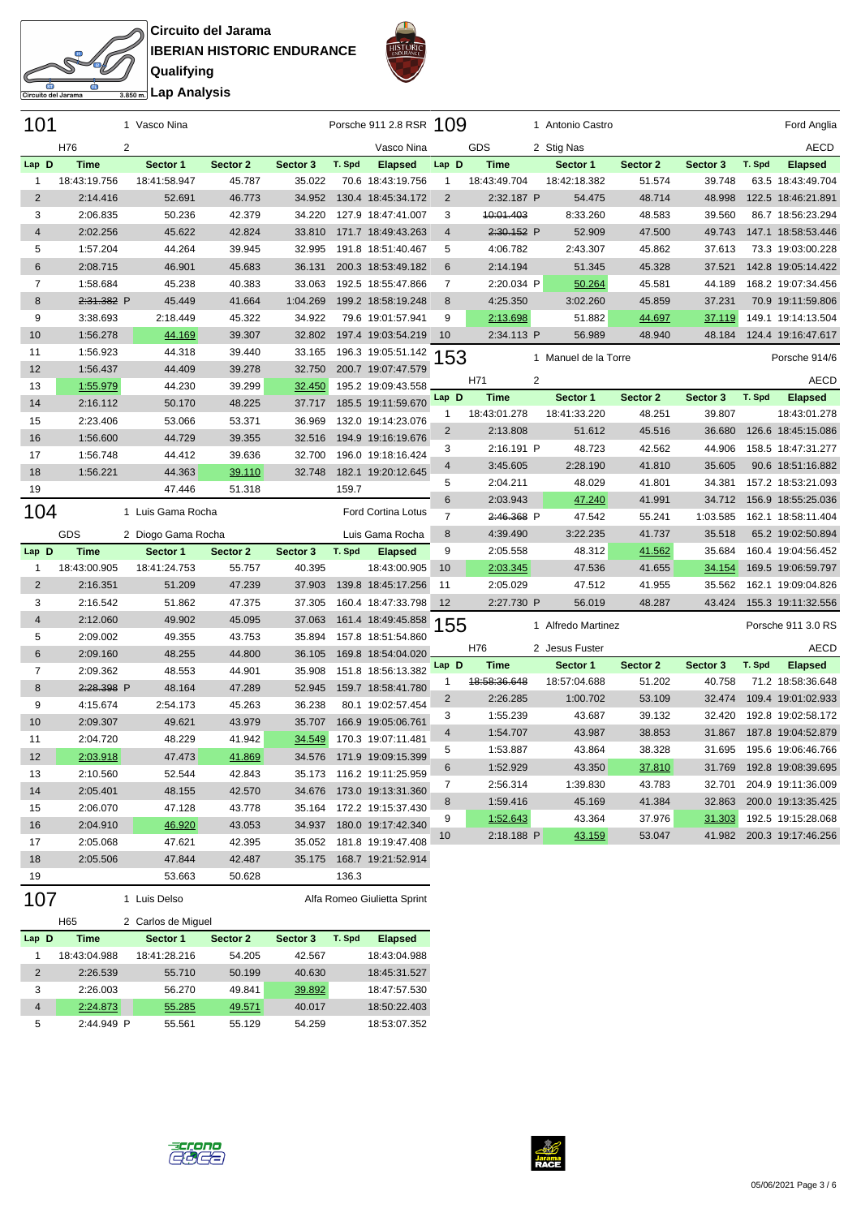# Circuito del Jarama
## IBERIAN HISTORIC ENDURANCE
### Qualifying
### Lap Analysis

## 101 — Vasco Nina — Porsche 911 2.8 RSR

H76 — 1 Vasco Nina, 2 Vasco Nina

| Lap | D | Time | Sector 1 | Sector 2 | Sector 3 | T. Spd | Elapsed |
|---|---|---|---|---|---|---|---|
| 1 | | 18:43:19.756 | 18:41:58.947 | 45.787 | 35.022 | 70.6 | 18:43:19.756 |
| 2 | | 2:14.416 | 52.691 | 46.773 | 34.952 | 130.4 | 18:45:34.172 |
| 3 | | 2:06.835 | 50.236 | 42.379 | 34.220 | 127.9 | 18:47:41.007 |
| 4 | | 2:02.256 | 45.622 | 42.824 | 33.810 | 171.7 | 18:49:43.263 |
| 5 | | 1:57.204 | 44.264 | 39.945 | 32.995 | 191.8 | 18:51:40.467 |
| 6 | | 2:08.715 | 46.901 | 45.683 | 36.131 | 200.3 | 18:53:49.182 |
| 7 | | 1:58.684 | 45.238 | 40.383 | 33.063 | 192.5 | 18:55:47.866 |
| 8 | | ~~2:31.382~~ P | 45.449 | 41.664 | 1:04.269 | 199.2 | 18:58:19.248 |
| 9 | | 3:38.693 | 2:18.449 | 45.322 | 34.922 | 79.6 | 19:01:57.941 |
| 10 | | 1:56.278 | 44.169 | 39.307 | 32.802 | 197.4 | 19:03:54.219 |
| 11 | | 1:56.923 | 44.318 | 39.440 | 33.165 | 196.3 | 19:05:51.142 |
| 12 | | 1:56.437 | 44.409 | 39.278 | 32.750 | 200.7 | 19:07:47.579 |
| 13 | | 1:55.979 | 44.230 | 39.299 | 32.450 | 195.2 | 19:09:43.558 |
| 14 | | 2:16.112 | 50.170 | 48.225 | 37.717 | 185.5 | 19:11:59.670 |
| 15 | | 2:23.406 | 53.066 | 53.371 | 36.969 | 132.0 | 19:14:23.076 |
| 16 | | 1:56.600 | 44.729 | 39.355 | 32.516 | 194.9 | 19:16:19.676 |
| 17 | | 1:56.748 | 44.412 | 39.636 | 32.700 | 196.0 | 19:18:16.424 |
| 18 | | 1:56.221 | 44.363 | 39.110 | 32.748 | 182.1 | 19:20:12.645 |
| 19 | | | 47.446 | 51.318 | | 159.7 | |

## 104 — Luis Gama Rocha — Ford Cortina Lotus

GDS — 1 Luis Gama Rocha, 2 Diogo Gama Rocha

| Lap | D | Time | Sector 1 | Sector 2 | Sector 3 | T. Spd | Elapsed |
|---|---|---|---|---|---|---|---|
| 1 | | 18:43:00.905 | 18:41:24.753 | 55.757 | 40.395 | | 18:43:00.905 |
| 2 | | 2:16.351 | 51.209 | 47.239 | 37.903 | 139.8 | 18:45:17.256 |
| 3 | | 2:16.542 | 51.862 | 47.375 | 37.305 | 160.4 | 18:47:33.798 |
| 4 | | 2:12.060 | 49.902 | 45.095 | 37.063 | 161.4 | 18:49:45.858 |
| 5 | | 2:09.002 | 49.355 | 43.753 | 35.894 | 157.8 | 18:51:54.860 |
| 6 | | 2:09.160 | 48.255 | 44.800 | 36.105 | 169.8 | 18:54:04.020 |
| 7 | | 2:09.362 | 48.553 | 44.901 | 35.908 | 151.8 | 18:56:13.382 |
| 8 | | ~~2:28.398~~ P | 48.164 | 47.289 | 52.945 | 159.7 | 18:58:41.780 |
| 9 | | 4:15.674 | 2:54.173 | 45.263 | 36.238 | 80.1 | 19:02:57.454 |
| 10 | | 2:09.307 | 49.621 | 43.979 | 35.707 | 166.9 | 19:05:06.761 |
| 11 | | 2:04.720 | 48.229 | 41.942 | 34.549 | 170.3 | 19:07:11.481 |
| 12 | | 2:03.918 | 47.473 | 41.869 | 34.576 | 171.9 | 19:09:15.399 |
| 13 | | 2:10.560 | 52.544 | 42.843 | 35.173 | 116.2 | 19:11:25.959 |
| 14 | | 2:05.401 | 48.155 | 42.570 | 34.676 | 173.0 | 19:13:31.360 |
| 15 | | 2:06.070 | 47.128 | 43.778 | 35.164 | 172.2 | 19:15:37.430 |
| 16 | | 2:04.910 | 46.920 | 43.053 | 34.937 | 180.0 | 19:17:42.340 |
| 17 | | 2:05.068 | 47.621 | 42.395 | 35.052 | 181.8 | 19:19:47.408 |
| 18 | | 2:05.506 | 47.844 | 42.487 | 35.175 | 168.7 | 19:21:52.914 |
| 19 | | | 53.663 | 50.628 | | 136.3 | |

## 107 — Luis Delso — Alfa Romeo Giulietta Sprint

H65 — 1 Luis Delso, 2 Carlos de Miguel

| Lap | D | Time | Sector 1 | Sector 2 | Sector 3 | T. Spd | Elapsed |
|---|---|---|---|---|---|---|---|
| 1 | | 18:43:04.988 | 18:41:28.216 | 54.205 | 42.567 | | 18:43:04.988 |
| 2 | | 2:26.539 | 55.710 | 50.199 | 40.630 | | 18:45:31.527 |
| 3 | | 2:26.003 | 56.270 | 49.841 | 39.892 | | 18:47:57.530 |
| 4 | | 2:24.873 | 55.285 | 49.571 | 40.017 | | 18:50:22.403 |
| 5 | | 2:44.949 P | 55.561 | 55.129 | 54.259 | | 18:53:07.352 |

## 109 — Antonio Castro — Ford Anglia

GDS — 1 Antonio Castro, 2 Stig Nas — AECD

| Lap | D | Time | Sector 1 | Sector 2 | Sector 3 | T. Spd | Elapsed |
|---|---|---|---|---|---|---|---|
| 1 | | 18:43:49.704 | 18:42:18.382 | 51.574 | 39.748 | 63.5 | 18:43:49.704 |
| 2 | | 2:32.187 P | 54.475 | 48.714 | 48.998 | 122.5 | 18:46:21.891 |
| 3 | | ~~10:01.403~~ | 8:33.260 | 48.583 | 39.560 | 86.7 | 18:56:23.294 |
| 4 | | ~~2:30.152~~ P | 52.909 | 47.500 | 49.743 | 147.1 | 18:58:53.446 |
| 5 | | 4:06.782 | 2:43.307 | 45.862 | 37.613 | 73.3 | 19:03:00.228 |
| 6 | | 2:14.194 | 51.345 | 45.328 | 37.521 | 142.8 | 19:05:14.422 |
| 7 | | 2:20.034 P | 50.264 | 45.581 | 44.189 | 168.2 | 19:07:34.456 |
| 8 | | 4:25.350 | 3:02.260 | 45.859 | 37.231 | 70.9 | 19:11:59.806 |
| 9 | | 2:13.698 | 51.882 | 44.697 | 37.119 | 149.1 | 19:14:13.504 |
| 10 | | 2:34.113 P | 56.989 | 48.940 | 48.184 | 124.4 | 19:16:47.617 |

## 153 — Manuel de la Torre — Porsche 914/6

H71 — 1 Manuel de la Torre, 2 — AECD

| Lap | D | Time | Sector 1 | Sector 2 | Sector 3 | T. Spd | Elapsed |
|---|---|---|---|---|---|---|---|
| 1 | | 18:43:01.278 | 18:41:33.220 | 48.251 | 39.807 | | 18:43:01.278 |
| 2 | | 2:13.808 | 51.612 | 45.516 | 36.680 | 126.6 | 18:45:15.086 |
| 3 | | 2:16.191 P | 48.723 | 42.562 | 44.906 | 158.5 | 18:47:31.277 |
| 4 | | 3:45.605 | 2:28.190 | 41.810 | 35.605 | 90.6 | 18:51:16.882 |
| 5 | | 2:04.211 | 48.029 | 41.801 | 34.381 | 157.2 | 18:53:21.093 |
| 6 | | 2:03.943 | 47.240 | 41.991 | 34.712 | 156.9 | 18:55:25.036 |
| 7 | | ~~2:46.368~~ P | 47.542 | 55.241 | 1:03.585 | 162.1 | 18:58:11.404 |
| 8 | | 4:39.490 | 3:22.235 | 41.737 | 35.518 | 65.2 | 19:02:50.894 |
| 9 | | 2:05.558 | 48.312 | 41.562 | 35.684 | 160.4 | 19:04:56.452 |
| 10 | | 2:03.345 | 47.536 | 41.655 | 34.154 | 169.5 | 19:06:59.797 |
| 11 | | 2:05.029 | 47.512 | 41.955 | 35.562 | 162.1 | 19:09:04.826 |
| 12 | | 2:27.730 P | 56.019 | 48.287 | 43.424 | 155.3 | 19:11:32.556 |

## 155 — Alfredo Martinez — Porsche 911 3.0 RS

H76 — 1 Alfredo Martinez, 2 Jesus Fuster — AECD

| Lap | D | Time | Sector 1 | Sector 2 | Sector 3 | T. Spd | Elapsed |
|---|---|---|---|---|---|---|---|
| 1 | | ~~18:58:36.648~~ | 18:57:04.688 | 51.202 | 40.758 | 71.2 | 18:58:36.648 |
| 2 | | 2:26.285 | 1:00.702 | 53.109 | 32.474 | 109.4 | 19:01:02.933 |
| 3 | | 1:55.239 | 43.687 | 39.132 | 32.420 | 192.8 | 19:02:58.172 |
| 4 | | 1:54.707 | 43.987 | 38.853 | 31.867 | 187.8 | 19:04:52.879 |
| 5 | | 1:53.887 | 43.864 | 38.328 | 31.695 | 195.6 | 19:06:46.766 |
| 6 | | 1:52.929 | 43.350 | 37.810 | 31.769 | 192.8 | 19:08:39.695 |
| 7 | | 2:56.314 | 1:39.830 | 43.783 | 32.701 | 204.9 | 19:11:36.009 |
| 8 | | 1:59.416 | 45.169 | 41.384 | 32.863 | 200.0 | 19:13:35.425 |
| 9 | | 1:52.643 | 43.364 | 37.976 | 31.303 | 192.5 | 19:15:28.068 |
| 10 | | 2:18.188 P | 43.159 | 53.047 | 41.982 | 200.3 | 19:17:46.256 |

05/06/2021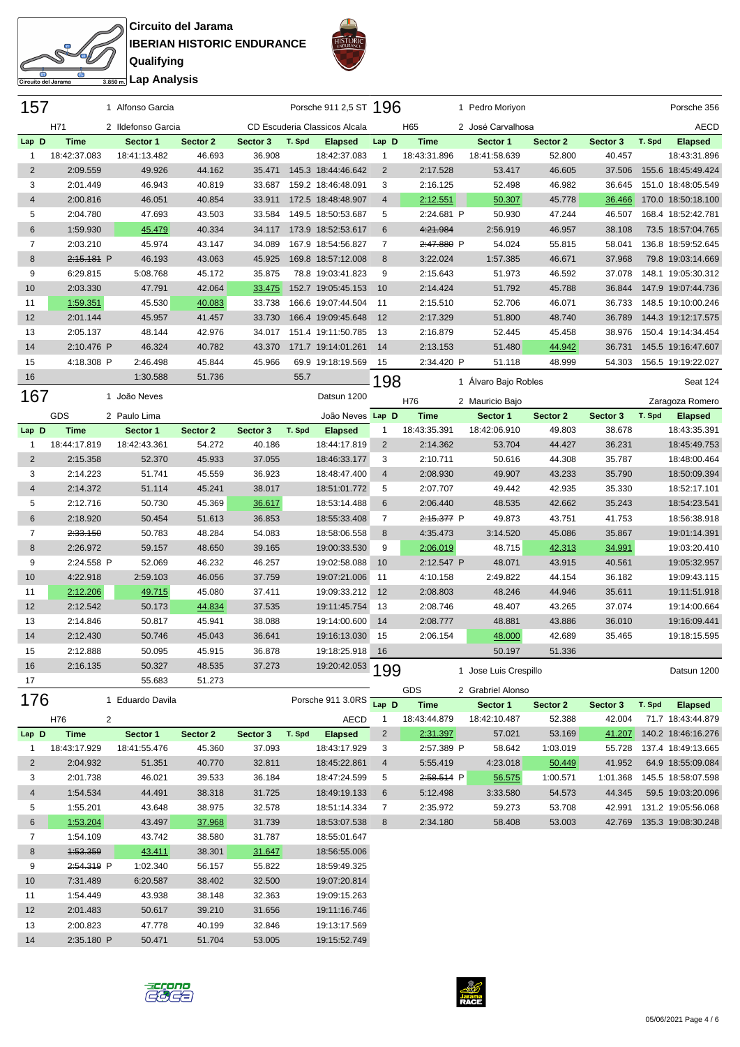# Circuito del Jarama
## IBERIAN HISTORIC ENDURANCE
### Qualifying
### Lap Analysis

Circuito del Jarama 3.850 m.

## 157

1 Alfonso Garcia — Porsche 911 2,5 ST
H71 — 2 Ildefonso Garcia — CD Escuderia Classicos Alcala

| Lap | D | Time | Sector 1 | Sector 2 | Sector 3 | T. Spd | Elapsed |
|---|---|---|---|---|---|---|---|
| 1 | | 18:42:37.083 | 18:41:13.482 | 46.693 | 36.908 | | 18:42:37.083 |
| 2 | | 2:09.559 | 49.926 | 44.162 | 35.471 | 145.3 | 18:44:46.642 |
| 3 | | 2:01.449 | 46.943 | 40.819 | 33.687 | 159.2 | 18:46:48.091 |
| 4 | | 2:00.816 | 46.051 | 40.854 | 33.911 | 172.5 | 18:48:48.907 |
| 5 | | 2:04.780 | 47.693 | 43.503 | 33.584 | 149.5 | 18:50:53.687 |
| 6 | | 1:59.930 | 45.479 | 40.334 | 34.117 | 173.9 | 18:52:53.617 |
| 7 | | 2:03.210 | 45.974 | 43.147 | 34.089 | 167.9 | 18:54:56.827 |
| 8 | | ~~2:15.181~~ P | 46.193 | 43.063 | 45.925 | 169.8 | 18:57:12.008 |
| 9 | | 6:29.815 | 5:08.768 | 45.172 | 35.875 | 78.8 | 19:03:41.823 |
| 10 | | 2:03.330 | 47.791 | 42.064 | 33.475 | 152.7 | 19:05:45.153 |
| 11 | | 1:59.351 | 45.530 | 40.083 | 33.738 | 166.6 | 19:07:44.504 |
| 12 | | 2:01.144 | 45.957 | 41.457 | 33.730 | 166.4 | 19:09:45.648 |
| 13 | | 2:05.137 | 48.144 | 42.976 | 34.017 | 151.4 | 19:11:50.785 |
| 14 | | 2:10.476 P | 46.324 | 40.782 | 43.370 | 171.7 | 19:14:01.261 |
| 15 | | 4:18.308 P | 2:46.498 | 45.844 | 45.966 | 69.9 | 19:18:19.569 |
| 16 | | | 1:30.588 | 51.736 | | 55.7 | |

## 167

1 João Neves — Datsun 1200
GDS — 2 Paulo Lima — João Neves

| Lap | D | Time | Sector 1 | Sector 2 | Sector 3 | T. Spd | Elapsed |
|---|---|---|---|---|---|---|---|
| 1 | | 18:44:17.819 | 18:42:43.361 | 54.272 | 40.186 | | 18:44:17.819 |
| 2 | | 2:15.358 | 52.370 | 45.933 | 37.055 | | 18:46:33.177 |
| 3 | | 2:14.223 | 51.741 | 45.559 | 36.923 | | 18:48:47.400 |
| 4 | | 2:14.372 | 51.114 | 45.241 | 38.017 | | 18:51:01.772 |
| 5 | | 2:12.716 | 50.730 | 45.369 | 36.617 | | 18:53:14.488 |
| 6 | | 2:18.920 | 50.454 | 51.613 | 36.853 | | 18:55:33.408 |
| 7 | | ~~2:33.150~~ | 50.783 | 48.284 | 54.083 | | 18:58:06.558 |
| 8 | | 2:26.972 | 59.157 | 48.650 | 39.165 | | 19:00:33.530 |
| 9 | | 2:24.558 P | 52.069 | 46.232 | 46.257 | | 19:02:58.088 |
| 10 | | 4:22.918 | 2:59.103 | 46.056 | 37.759 | | 19:07:21.006 |
| 11 | | 2:12.206 | 49.715 | 45.080 | 37.411 | | 19:09:33.212 |
| 12 | | 2:12.542 | 50.173 | 44.834 | 37.535 | | 19:11:45.754 |
| 13 | | 2:14.846 | 50.817 | 45.941 | 38.088 | | 19:14:00.600 |
| 14 | | 2:12.430 | 50.746 | 45.043 | 36.641 | | 19:16:13.030 |
| 15 | | 2:12.888 | 50.095 | 45.915 | 36.878 | | 19:18:25.918 |
| 16 | | 2:16.135 | 50.327 | 48.535 | 37.273 | | 19:20:42.053 |
| 17 | | | 55.683 | 51.273 | | | |

## 176

1 Eduardo Davila — Porsche 911 3.0RS
H76 — 2 — AECD

| Lap | D | Time | Sector 1 | Sector 2 | Sector 3 | T. Spd | Elapsed |
|---|---|---|---|---|---|---|---|
| 1 | | 18:43:17.929 | 18:41:55.476 | 45.360 | 37.093 | | 18:43:17.929 |
| 2 | | 2:04.932 | 51.351 | 40.770 | 32.811 | | 18:45:22.861 |
| 3 | | 2:01.738 | 46.021 | 39.533 | 36.184 | | 18:47:24.599 |
| 4 | | 1:54.534 | 44.491 | 38.318 | 31.725 | | 18:49:19.133 |
| 5 | | 1:55.201 | 43.648 | 38.975 | 32.578 | | 18:51:14.334 |
| 6 | | 1:53.204 | 43.497 | 37.968 | 31.739 | | 18:53:07.538 |
| 7 | | 1:54.109 | 43.742 | 38.580 | 31.787 | | 18:55:01.647 |
| 8 | | ~~1:53.359~~ | 43.411 | 38.301 | 31.647 | | 18:56:55.006 |
| 9 | | ~~2:54.319~~ P | 1:02.340 | 56.157 | 55.822 | | 18:59:49.325 |
| 10 | | 7:31.489 | 6:20.587 | 38.402 | 32.500 | | 19:07:20.814 |
| 11 | | 1:54.449 | 43.938 | 38.148 | 32.363 | | 19:09:15.263 |
| 12 | | 2:01.483 | 50.617 | 39.210 | 31.656 | | 19:11:16.746 |
| 13 | | 2:00.823 | 47.778 | 40.199 | 32.846 | | 19:13:17.569 |
| 14 | | 2:35.180 P | 50.471 | 51.704 | 53.005 | | 19:15:52.749 |

## 196

1 Pedro Moriyon — Porsche 356
H65 — 2 José Carvalhosa — AECD

| Lap | D | Time | Sector 1 | Sector 2 | Sector 3 | T. Spd | Elapsed |
|---|---|---|---|---|---|---|---|
| 1 | | 18:43:31.896 | 18:41:58.639 | 52.800 | 40.457 | | 18:43:31.896 |
| 2 | | 2:17.528 | 53.417 | 46.605 | 37.506 | 155.6 | 18:45:49.424 |
| 3 | | 2:16.125 | 52.498 | 46.982 | 36.645 | 151.0 | 18:48:05.549 |
| 4 | | 2:12.551 | 50.307 | 45.778 | 36.466 | 170.0 | 18:50:18.100 |
| 5 | | 2:24.681 P | 50.930 | 47.244 | 46.507 | 168.4 | 18:52:42.781 |
| 6 | | ~~4:21.984~~ | 2:56.919 | 46.957 | 38.108 | 73.5 | 18:57:04.765 |
| 7 | | ~~2:47.880~~ P | 54.024 | 55.815 | 58.041 | 136.8 | 18:59:52.645 |
| 8 | | 3:22.024 | 1:57.385 | 46.671 | 37.968 | 79.8 | 19:03:14.669 |
| 9 | | 2:15.643 | 51.973 | 46.592 | 37.078 | 148.1 | 19:05:30.312 |
| 10 | | 2:14.424 | 51.792 | 45.788 | 36.844 | 147.9 | 19:07:44.736 |
| 11 | | 2:15.510 | 52.706 | 46.071 | 36.733 | 148.5 | 19:10:00.246 |
| 12 | | 2:17.329 | 51.800 | 48.740 | 36.789 | 144.3 | 19:12:17.575 |
| 13 | | 2:16.879 | 52.445 | 45.458 | 38.976 | 150.4 | 19:14:34.454 |
| 14 | | 2:13.153 | 51.480 | 44.942 | 36.731 | 145.5 | 19:16:47.607 |
| 15 | | 2:34.420 P | 51.118 | 48.999 | 54.303 | 156.5 | 19:19:22.027 |

## 198

1 Álvaro Bajo Robles — Seat 124
H76 — 2 Mauricio Bajo — Zaragoza Romero

| Lap | D | Time | Sector 1 | Sector 2 | Sector 3 | T. Spd | Elapsed |
|---|---|---|---|---|---|---|---|
| 1 | | 18:43:35.391 | 18:42:06.910 | 49.803 | 38.678 | | 18:43:35.391 |
| 2 | | 2:14.362 | 53.704 | 44.427 | 36.231 | | 18:45:49.753 |
| 3 | | 2:10.711 | 50.616 | 44.308 | 35.787 | | 18:48:00.464 |
| 4 | | 2:08.930 | 49.907 | 43.233 | 35.790 | | 18:50:09.394 |
| 5 | | 2:07.707 | 49.442 | 42.935 | 35.330 | | 18:52:17.101 |
| 6 | | 2:06.440 | 48.535 | 42.662 | 35.243 | | 18:54:23.541 |
| 7 | | ~~2:15.377~~ P | 49.873 | 43.751 | 41.753 | | 18:56:38.918 |
| 8 | | 4:35.473 | 3:14.520 | 45.086 | 35.867 | | 19:01:14.391 |
| 9 | | 2:06.019 | 48.715 | 42.313 | 34.991 | | 19:03:20.410 |
| 10 | | 2:12.547 P | 48.071 | 43.915 | 40.561 | | 19:05:32.957 |
| 11 | | 4:10.158 | 2:49.822 | 44.154 | 36.182 | | 19:09:43.115 |
| 12 | | 2:08.803 | 48.246 | 44.946 | 35.611 | | 19:11:51.918 |
| 13 | | 2:08.746 | 48.407 | 43.265 | 37.074 | | 19:14:00.664 |
| 14 | | 2:08.777 | 48.881 | 43.886 | 36.010 | | 19:16:09.441 |
| 15 | | 2:06.154 | 48.000 | 42.689 | 35.465 | | 19:18:15.595 |
| 16 | | | 50.197 | 51.336 | | | |

## 199

1 Jose Luis Crespillo — Datsun 1200
GDS — 2 Grabriel Alonso

| Lap | D | Time | Sector 1 | Sector 2 | Sector 3 | T. Spd | Elapsed |
|---|---|---|---|---|---|---|---|
| 1 | | 18:43:44.879 | 18:42:10.487 | 52.388 | 42.004 | 71.7 | 18:43:44.879 |
| 2 | | 2:31.397 | 57.021 | 53.169 | 41.207 | 140.2 | 18:46:16.276 |
| 3 | | 2:57.389 P | 58.642 | 1:03.019 | 55.728 | 137.4 | 18:49:13.665 |
| 4 | | 5:55.419 | 4:23.018 | 50.449 | 41.952 | 64.9 | 18:55:09.084 |
| 5 | | ~~2:58.514~~ P | 56.575 | 1:00.571 | 1:01.368 | 145.5 | 18:58:07.598 |
| 6 | | 5:12.498 | 3:33.580 | 54.573 | 44.345 | 59.5 | 19:03:20.096 |
| 7 | | 2:35.972 | 59.273 | 53.708 | 42.991 | 131.2 | 19:05:56.068 |
| 8 | | 2:34.180 | 58.408 | 53.003 | 42.769 | 135.3 | 19:08:30.248 |

05/06/2021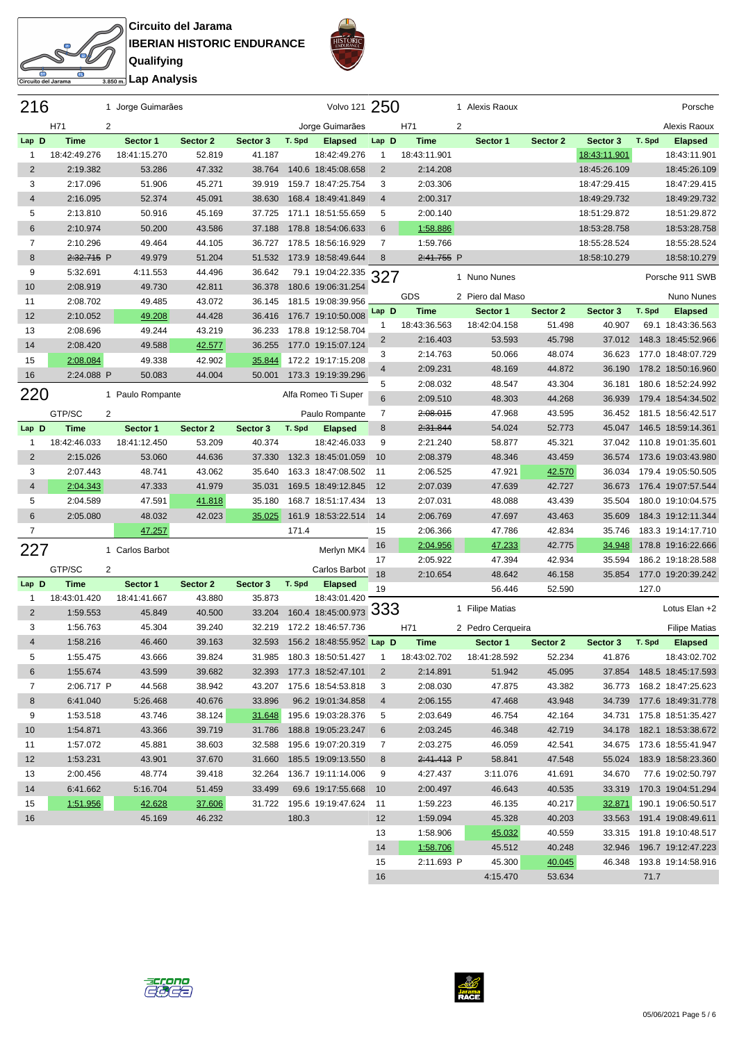# Circuito del Jarama
## IBERIAN HISTORIC ENDURANCE
### Qualifying
### Lap Analysis

## 216 — 1 Jorge Guimarães — Volvo 121

H71 — 2 — Jorge Guimarães

| Lap | D | Time | Sector 1 | Sector 2 | Sector 3 | T. Spd | Elapsed |
|---|---|---|---|---|---|---|---|
| 1 | | 18:42:49.276 | 18:41:15.270 | 52.819 | 41.187 | | 18:42:49.276 |
| 2 | | 2:19.382 | 53.286 | 47.332 | 38.764 | 140.6 | 18:45:08.658 |
| 3 | | 2:17.096 | 51.906 | 45.271 | 39.919 | 159.7 | 18:47:25.754 |
| 4 | | 2:16.095 | 52.374 | 45.091 | 38.630 | 168.4 | 18:49:41.849 |
| 5 | | 2:13.810 | 50.916 | 45.169 | 37.725 | 171.1 | 18:51:55.659 |
| 6 | | 2:10.974 | 50.200 | 43.586 | 37.188 | 178.8 | 18:54:06.633 |
| 7 | | 2:10.296 | 49.464 | 44.105 | 36.727 | 178.5 | 18:56:16.929 |
| 8 | | ~~2:32.715~~ P | 49.979 | 51.204 | 51.532 | 173.9 | 18:58:49.644 |
| 9 | | 5:32.691 | 4:11.553 | 44.496 | 36.642 | 79.1 | 19:04:22.335 |
| 10 | | 2:08.919 | 49.730 | 42.811 | 36.378 | 180.6 | 19:06:31.254 |
| 11 | | 2:08.702 | 49.485 | 43.072 | 36.145 | 181.5 | 19:08:39.956 |
| 12 | | 2:10.052 | 49.208 | 44.428 | 36.416 | 176.7 | 19:10:50.008 |
| 13 | | 2:08.696 | 49.244 | 43.219 | 36.233 | 178.8 | 19:12:58.704 |
| 14 | | 2:08.420 | 49.588 | 42.577 | 36.255 | 177.0 | 19:15:07.124 |
| 15 | | 2:08.084 | 49.338 | 42.902 | 35.844 | 172.2 | 19:17:15.208 |
| 16 | | 2:24.088 P | 50.083 | 44.004 | 50.001 | 173.3 | 19:19:39.296 |

## 220 — 1 Paulo Rompante — Alfa Romeo Ti Super

GTP/SC — 2 — Paulo Rompante

| Lap | D | Time | Sector 1 | Sector 2 | Sector 3 | T. Spd | Elapsed |
|---|---|---|---|---|---|---|---|
| 1 | | 18:42:46.033 | 18:41:12.450 | 53.209 | 40.374 | | 18:42:46.033 |
| 2 | | 2:15.026 | 53.060 | 44.636 | 37.330 | 132.3 | 18:45:01.059 |
| 3 | | 2:07.443 | 48.741 | 43.062 | 35.640 | 163.3 | 18:47:08.502 |
| 4 | | 2:04.343 | 47.333 | 41.979 | 35.031 | 169.5 | 18:49:12.845 |
| 5 | | 2:04.589 | 47.591 | 41.818 | 35.180 | 168.7 | 18:51:17.434 |
| 6 | | 2:05.080 | 48.032 | 42.023 | 35.025 | 161.9 | 18:53:22.514 |
| 7 | | | 47.257 | | | 171.4 | |

## 227 — 1 Carlos Barbot — Merlyn MK4

GTP/SC — 2 — Carlos Barbot

| Lap | D | Time | Sector 1 | Sector 2 | Sector 3 | T. Spd | Elapsed |
|---|---|---|---|---|---|---|---|
| 1 | | 18:43:01.420 | 18:41:41.667 | 43.880 | 35.873 | | 18:43:01.420 |
| 2 | | 1:59.553 | 45.849 | 40.500 | 33.204 | 160.4 | 18:45:00.973 |
| 3 | | 1:56.763 | 45.304 | 39.240 | 32.219 | 172.2 | 18:46:57.736 |
| 4 | | 1:58.216 | 46.460 | 39.163 | 32.593 | 156.2 | 18:48:55.952 |
| 5 | | 1:55.475 | 43.666 | 39.824 | 31.985 | 180.3 | 18:50:51.427 |
| 6 | | 1:55.674 | 43.599 | 39.682 | 32.393 | 177.3 | 18:52:47.101 |
| 7 | | 2:06.717 P | 44.568 | 38.942 | 43.207 | 175.6 | 18:54:53.818 |
| 8 | | 6:41.040 | 5:26.468 | 40.676 | 33.896 | 96.2 | 19:01:34.858 |
| 9 | | 1:53.518 | 43.746 | 38.124 | 31.648 | 195.6 | 19:03:28.376 |
| 10 | | 1:54.871 | 43.366 | 39.719 | 31.786 | 188.8 | 19:05:23.247 |
| 11 | | 1:57.072 | 45.881 | 38.603 | 32.588 | 195.6 | 19:07:20.319 |
| 12 | | 1:53.231 | 43.901 | 37.670 | 31.660 | 185.5 | 19:09:13.550 |
| 13 | | 2:00.456 | 48.774 | 39.418 | 32.264 | 136.7 | 19:11:14.006 |
| 14 | | 6:41.662 | 5:16.704 | 51.459 | 33.499 | 69.6 | 19:17:55.668 |
| 15 | | 1:51.956 | 42.628 | 37.606 | 31.722 | 195.6 | 19:19:47.624 |
| 16 | | | 45.169 | 46.232 | | 180.3 | |

## 250 — 1 Alexis Raoux — Porsche

H71 — 2 — Alexis Raoux

| Lap | D | Time | Sector 1 | Sector 2 | Sector 3 | T. Spd | Elapsed |
|---|---|---|---|---|---|---|---|
| 1 | | 18:43:11.901 | | | 18:43:11.901 | | 18:43:11.901 |
| 2 | | 2:14.208 | | | 18:45:26.109 | | 18:45:26.109 |
| 3 | | 2:03.306 | | | 18:47:29.415 | | 18:47:29.415 |
| 4 | | 2:00.317 | | | 18:49:29.732 | | 18:49:29.732 |
| 5 | | 2:00.140 | | | 18:51:29.872 | | 18:51:29.872 |
| 6 | | 1:58.886 | | | 18:53:28.758 | | 18:53:28.758 |
| 7 | | 1:59.766 | | | 18:55:28.524 | | 18:55:28.524 |
| 8 | | ~~2:41.755~~ P | | | 18:58:10.279 | | 18:58:10.279 |

## 327 — 1 Nuno Nunes — Porsche 911 SWB

GDS — 2 Piero dal Maso — Nuno Nunes

| Lap | D | Time | Sector 1 | Sector 2 | Sector 3 | T. Spd | Elapsed |
|---|---|---|---|---|---|---|---|
| 1 | | 18:43:36.563 | 18:42:04.158 | 51.498 | 40.907 | 69.1 | 18:43:36.563 |
| 2 | | 2:16.403 | 53.593 | 45.798 | 37.012 | 148.3 | 18:45:52.966 |
| 3 | | 2:14.763 | 50.066 | 48.074 | 36.623 | 171.2 | 18:48:07.729 |
| 4 | | 2:09.231 | 48.169 | 44.872 | 36.190 | 178.2 | 18:50:16.960 |
| 5 | | 2:08.032 | 48.547 | 43.304 | 36.181 | 180.6 | 18:52:24.992 |
| 6 | | 2:09.510 | 48.303 | 44.268 | 36.939 | 179.4 | 18:54:34.502 |
| 7 | | ~~2:08.015~~ | 47.968 | 43.595 | 36.452 | 181.5 | 18:56:42.517 |
| 8 | | ~~2:31.844~~ | 54.024 | 52.773 | 45.047 | 146.5 | 18:59:14.361 |
| 9 | | 2:21.240 | 58.877 | 45.321 | 37.042 | 110.8 | 19:01:35.601 |
| 10 | | 2:08.379 | 48.346 | 43.459 | 36.574 | 173.6 | 19:03:43.980 |
| 11 | | 2:06.525 | 47.921 | 42.570 | 36.034 | 179.4 | 19:05:50.505 |
| 12 | | 2:07.039 | 47.639 | 42.727 | 36.673 | 176.4 | 19:07:57.544 |
| 13 | | 2:07.031 | 48.088 | 43.439 | 35.504 | 180.0 | 19:10:04.575 |
| 14 | | 2:06.769 | 47.697 | 43.463 | 35.609 | 184.3 | 19:12:11.344 |
| 15 | | 2:06.366 | 47.786 | 42.834 | 35.746 | 183.3 | 19:14:17.710 |
| 16 | | 2:04.956 | 47.233 | 42.775 | 34.948 | 178.8 | 19:16:22.666 |
| 17 | | 2:05.922 | 47.394 | 42.934 | 35.594 | 186.2 | 19:18:28.588 |
| 18 | | 2:10.654 | 48.642 | 46.158 | 35.854 | 177.0 | 19:20:39.242 |
| 19 | | | 56.446 | 52.590 | | 127.0 | |

## 333 — 1 Filipe Matias — Lotus Elan +2

H71 — 2 Pedro Cerqueira — Filipe Matias

| Lap | D | Time | Sector 1 | Sector 2 | Sector 3 | T. Spd | Elapsed |
|---|---|---|---|---|---|---|---|
| 1 | | 18:43:02.702 | 18:41:28.592 | 52.234 | 41.876 | | 18:43:02.702 |
| 2 | | 2:14.891 | 51.942 | 45.095 | 37.854 | 148.5 | 18:45:17.593 |
| 3 | | 2:08.030 | 47.875 | 43.382 | 36.773 | 168.2 | 18:47:25.623 |
| 4 | | 2:06.155 | 47.468 | 43.948 | 34.739 | 177.6 | 18:49:31.778 |
| 5 | | 2:03.649 | 46.754 | 42.164 | 34.731 | 175.8 | 18:51:35.427 |
| 6 | | 2:03.245 | 46.348 | 42.719 | 34.178 | 182.1 | 18:53:38.672 |
| 7 | | 2:03.275 | 46.059 | 42.541 | 34.675 | 173.6 | 18:55:41.947 |
| 8 | | ~~2:41.413~~ P | 58.841 | 47.548 | 55.024 | 183.9 | 18:58:23.360 |
| 9 | | 4:27.437 | 3:11.076 | 41.691 | 34.670 | 77.6 | 19:02:50.797 |
| 10 | | 2:00.497 | 46.643 | 40.535 | 33.319 | 170.3 | 19:04:51.294 |
| 11 | | 1:59.223 | 46.135 | 40.217 | 32.871 | 190.1 | 19:06:50.517 |
| 12 | | 1:59.094 | 45.328 | 40.203 | 33.563 | 191.8 | 19:08:49.611 |
| 13 | | 1:58.906 | 45.032 | 40.559 | 33.315 | 191.8 | 19:10:48.517 |
| 14 | | 1:58.706 | 45.512 | 40.248 | 32.946 | 196.7 | 19:12:47.223 |
| 15 | | 2:11.693 P | 45.300 | 40.045 | 46.348 | 193.8 | 19:14:58.916 |
| 16 | | | 4:15.470 | 53.634 | | 71.7 | |

05/06/2021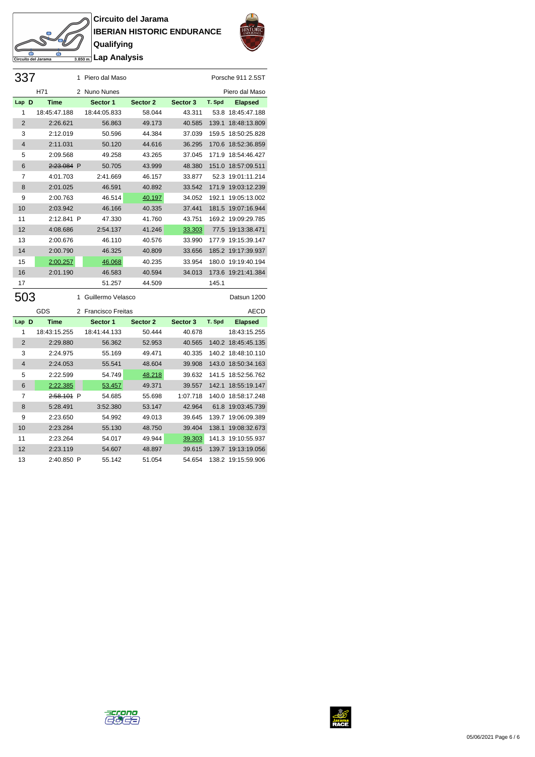# Circuito del Jarama
## IBERIAN HISTORIC ENDURANCE
### Qualifying
### Lap Analysis

Circuito del Jarama 3.850 m.

**337** — 1 Piero dal Maso — Porsche 911 2.5ST

H71 — 2 Nuno Nunes — Piero dal Maso

| Lap | D | Time | | Sector 1 | Sector 2 | Sector 3 | T. Spd | Elapsed |
|---|---|---|---|---|---|---|---|---|
| 1 | | 18:45:47.188 | | 18:44:05.833 | 58.044 | 43.311 | 53.8 | 18:45:47.188 |
| 2 | | 2:26.621 | | 56.863 | 49.173 | 40.585 | 139.1 | 18:48:13.809 |
| 3 | | 2:12.019 | | 50.596 | 44.384 | 37.039 | 159.5 | 18:50:25.828 |
| 4 | | 2:11.031 | | 50.120 | 44.616 | 36.295 | 170.6 | 18:52:36.859 |
| 5 | | 2:09.568 | | 49.258 | 43.265 | 37.045 | 171.9 | 18:54:46.427 |
| 6 | | ~~2:23.084~~ | P | 50.705 | 43.999 | 48.380 | 151.0 | 18:57:09.511 |
| 7 | | 4:01.703 | | 2:41.669 | 46.157 | 33.877 | 52.3 | 19:01:11.214 |
| 8 | | 2:01.025 | | 46.591 | 40.892 | 33.542 | 171.9 | 19:03:12.239 |
| 9 | | 2:00.763 | | 46.514 | 40.197 | 34.052 | 192.1 | 19:05:13.002 |
| 10 | | 2:03.942 | | 46.166 | 40.335 | 37.441 | 181.5 | 19:07:16.944 |
| 11 | | 2:12.841 | P | 47.330 | 41.760 | 43.751 | 169.2 | 19:09:29.785 |
| 12 | | 4:08.686 | | 2:54.137 | 41.246 | 33.303 | 77.5 | 19:13:38.471 |
| 13 | | 2:00.676 | | 46.110 | 40.576 | 33.990 | 177.9 | 19:15:39.147 |
| 14 | | 2:00.790 | | 46.325 | 40.809 | 33.656 | 185.2 | 19:17:39.937 |
| 15 | | 2:00.257 | | 46.068 | 40.235 | 33.954 | 180.0 | 19:19:40.194 |
| 16 | | 2:01.190 | | 46.583 | 40.594 | 34.013 | 173.6 | 19:21:41.384 |
| 17 | | | | 51.257 | 44.509 | | 145.1 | |

**503** — 1 Guillermo Velasco — Datsun 1200

GDS — 2 Francisco Freitas — AECD

| Lap | D | Time | | Sector 1 | Sector 2 | Sector 3 | T. Spd | Elapsed |
|---|---|---|---|---|---|---|---|---|
| 1 | | 18:43:15.255 | | 18:41:44.133 | 50.444 | 40.678 | | 18:43:15.255 |
| 2 | | 2:29.880 | | 56.362 | 52.953 | 40.565 | 140.2 | 18:45:45.135 |
| 3 | | 2:24.975 | | 55.169 | 49.471 | 40.335 | 140.2 | 18:48:10.110 |
| 4 | | 2:24.053 | | 55.541 | 48.604 | 39.908 | 143.0 | 18:50:34.163 |
| 5 | | 2:22.599 | | 54.749 | 48.218 | 39.632 | 141.5 | 18:52:56.762 |
| 6 | | 2:22.385 | | 53.457 | 49.371 | 39.557 | 142.1 | 18:55:19.147 |
| 7 | | ~~2:58.101~~ | P | 54.685 | 55.698 | 1:07.718 | 140.0 | 18:58:17.248 |
| 8 | | 5:28.491 | | 3:52.380 | 53.147 | 42.964 | 61.8 | 19:03:45.739 |
| 9 | | 2:23.650 | | 54.992 | 49.013 | 39.645 | 139.7 | 19:06:09.389 |
| 10 | | 2:23.284 | | 55.130 | 48.750 | 39.404 | 138.1 | 19:08:32.673 |
| 11 | | 2:23.264 | | 54.017 | 49.944 | 39.303 | 141.3 | 19:10:55.937 |
| 12 | | 2:23.119 | | 54.607 | 48.897 | 39.615 | 139.7 | 19:13:19.056 |
| 13 | | 2:40.850 | P | 55.142 | 51.054 | 54.654 | 138.2 | 19:15:59.906 |

05/06/2021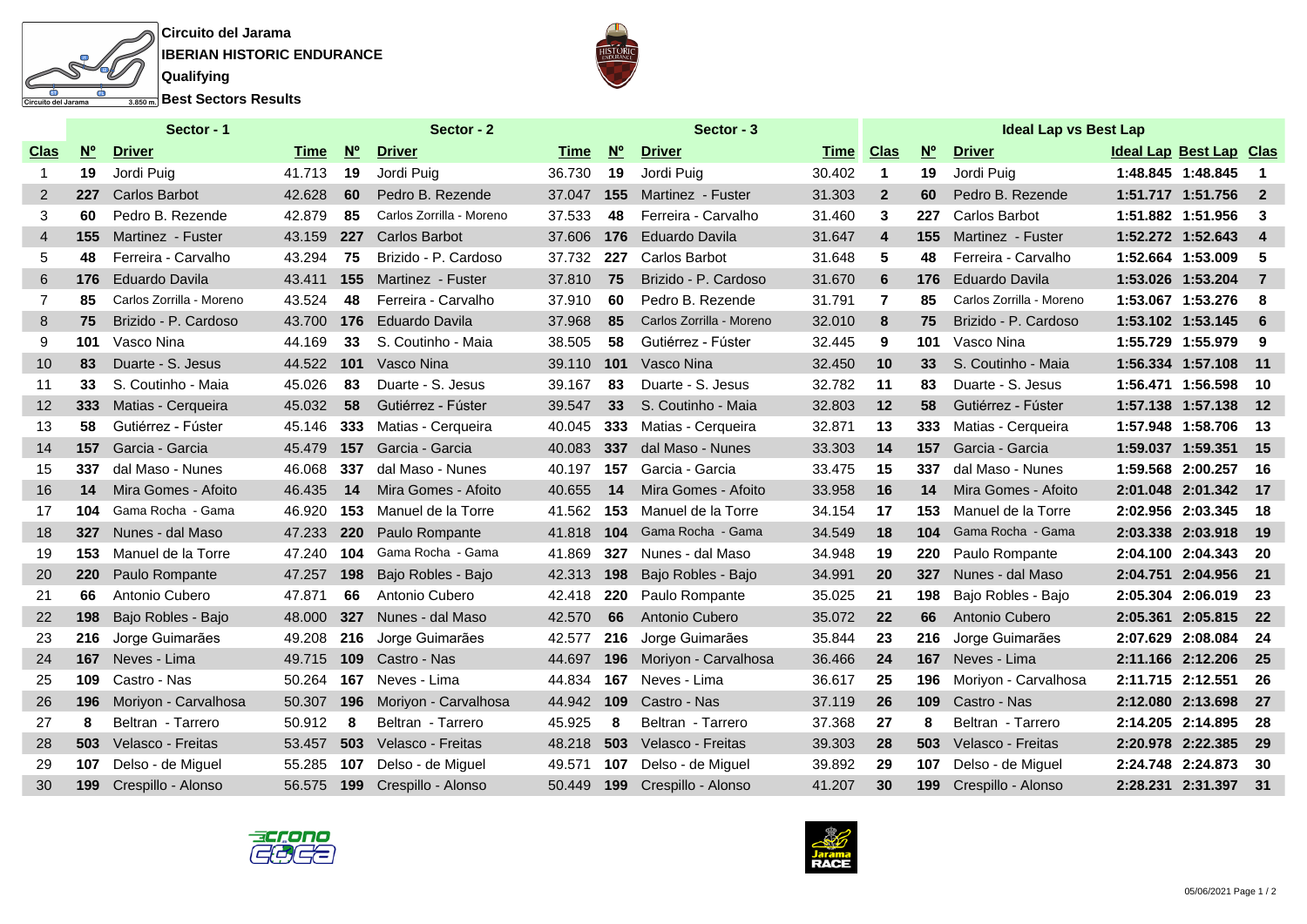**Circuito del Jarama**

**IBERIAN HISTORIC ENDURANCE**

**Qualifying**

**Best Sectors Results**

| Sector - 1 | | | | Sector - 2 | | | Sector - 3 | | | Ideal Lap vs Best Lap | | | | | |
|---|---|---|---|---|---|---|---|---|---|---|---|---|---|---|---|
| Clas | Nº | Driver | Time | Nº | Driver | Time | Nº | Driver | Time | Clas | Nº | Driver | Ideal Lap | Best Lap | Clas |
| 1 | 19 | Jordi Puig | 41.713 | 19 | Jordi Puig | 36.730 | 19 | Jordi Puig | 30.402 | 1 | 19 | Jordi Puig | 1:48.845 | 1:48.845 | 1 |
| 2 | 227 | Carlos Barbot | 42.628 | 60 | Pedro B. Rezende | 37.047 | 155 | Martinez - Fuster | 31.303 | 2 | 60 | Pedro B. Rezende | 1:51.717 | 1:51.756 | 2 |
| 3 | 60 | Pedro B. Rezende | 42.879 | 85 | Carlos Zorrilla - Moreno | 37.533 | 48 | Ferreira - Carvalho | 31.460 | 3 | 227 | Carlos Barbot | 1:51.882 | 1:51.956 | 3 |
| 4 | 155 | Martinez - Fuster | 43.159 | 227 | Carlos Barbot | 37.606 | 176 | Eduardo Davila | 31.647 | 4 | 155 | Martinez - Fuster | 1:52.272 | 1:52.643 | 4 |
| 5 | 48 | Ferreira - Carvalho | 43.294 | 75 | Brizido - P. Cardoso | 37.732 | 227 | Carlos Barbot | 31.648 | 5 | 48 | Ferreira - Carvalho | 1:52.664 | 1:53.009 | 5 |
| 6 | 176 | Eduardo Davila | 43.411 | 155 | Martinez - Fuster | 37.810 | 75 | Brizido - P. Cardoso | 31.670 | 6 | 176 | Eduardo Davila | 1:53.026 | 1:53.204 | 7 |
| 7 | 85 | Carlos Zorrilla - Moreno | 43.524 | 48 | Ferreira - Carvalho | 37.910 | 60 | Pedro B. Rezende | 31.791 | 7 | 85 | Carlos Zorrilla - Moreno | 1:53.067 | 1:53.276 | 8 |
| 8 | 75 | Brizido - P. Cardoso | 43.700 | 176 | Eduardo Davila | 37.968 | 85 | Carlos Zorrilla - Moreno | 32.010 | 8 | 75 | Brizido - P. Cardoso | 1:53.102 | 1:53.145 | 6 |
| 9 | 101 | Vasco Nina | 44.169 | 33 | S. Coutinho - Maia | 38.505 | 58 | Gutiérrez - Fúster | 32.445 | 9 | 101 | Vasco Nina | 1:55.729 | 1:55.979 | 9 |
| 10 | 83 | Duarte - S. Jesus | 44.522 | 101 | Vasco Nina | 39.110 | 101 | Vasco Nina | 32.450 | 10 | 33 | S. Coutinho - Maia | 1:56.334 | 1:57.108 | 11 |
| 11 | 33 | S. Coutinho - Maia | 45.026 | 83 | Duarte - S. Jesus | 39.167 | 83 | Duarte - S. Jesus | 32.782 | 11 | 83 | Duarte - S. Jesus | 1:56.471 | 1:56.598 | 10 |
| 12 | 333 | Matias - Cerqueira | 45.032 | 58 | Gutiérrez - Fúster | 39.547 | 33 | S. Coutinho - Maia | 32.803 | 12 | 58 | Gutiérrez - Fúster | 1:57.138 | 1:57.138 | 12 |
| 13 | 58 | Gutiérrez - Fúster | 45.146 | 333 | Matias - Cerqueira | 40.045 | 333 | Matias - Cerqueira | 32.871 | 13 | 333 | Matias - Cerqueira | 1:57.948 | 1:58.706 | 13 |
| 14 | 157 | Garcia - Garcia | 45.479 | 157 | Garcia - Garcia | 40.083 | 337 | dal Maso - Nunes | 33.303 | 14 | 157 | Garcia - Garcia | 1:59.037 | 1:59.351 | 15 |
| 15 | 337 | dal Maso - Nunes | 46.068 | 337 | dal Maso - Nunes | 40.197 | 157 | Garcia - Garcia | 33.475 | 15 | 337 | dal Maso - Nunes | 1:59.568 | 2:00.257 | 16 |
| 16 | 14 | Mira Gomes - Afoito | 46.435 | 14 | Mira Gomes - Afoito | 40.655 | 14 | Mira Gomes - Afoito | 33.958 | 16 | 14 | Mira Gomes - Afoito | 2:01.048 | 2:01.342 | 17 |
| 17 | 104 | Gama Rocha - Gama | 46.920 | 153 | Manuel de la Torre | 41.562 | 153 | Manuel de la Torre | 34.154 | 17 | 153 | Manuel de la Torre | 2:02.956 | 2:03.345 | 18 |
| 18 | 327 | Nunes - dal Maso | 47.233 | 220 | Paulo Rompante | 41.818 | 104 | Gama Rocha - Gama | 34.549 | 18 | 104 | Gama Rocha - Gama | 2:03.338 | 2:03.918 | 19 |
| 19 | 153 | Manuel de la Torre | 47.240 | 104 | Gama Rocha - Gama | 41.869 | 327 | Nunes - dal Maso | 34.948 | 19 | 220 | Paulo Rompante | 2:04.100 | 2:04.343 | 20 |
| 20 | 220 | Paulo Rompante | 47.257 | 198 | Bajo Robles - Bajo | 42.313 | 198 | Bajo Robles - Bajo | 34.991 | 20 | 327 | Nunes - dal Maso | 2:04.751 | 2:04.956 | 21 |
| 21 | 66 | Antonio Cubero | 47.871 | 66 | Antonio Cubero | 42.418 | 220 | Paulo Rompante | 35.025 | 21 | 198 | Bajo Robles - Bajo | 2:05.304 | 2:06.019 | 23 |
| 22 | 198 | Bajo Robles - Bajo | 48.000 | 327 | Nunes - dal Maso | 42.570 | 66 | Antonio Cubero | 35.072 | 22 | 66 | Antonio Cubero | 2:05.361 | 2:05.815 | 22 |
| 23 | 216 | Jorge Guimarães | 49.208 | 216 | Jorge Guimarães | 42.577 | 216 | Jorge Guimarães | 35.844 | 23 | 216 | Jorge Guimarães | 2:07.629 | 2:08.084 | 24 |
| 24 | 167 | Neves - Lima | 49.715 | 109 | Castro - Nas | 44.697 | 196 | Moriyon - Carvalhosa | 36.466 | 24 | 167 | Neves - Lima | 2:11.166 | 2:12.206 | 25 |
| 25 | 109 | Castro - Nas | 50.264 | 167 | Neves - Lima | 44.834 | 167 | Neves - Lima | 36.617 | 25 | 196 | Moriyon - Carvalhosa | 2:11.715 | 2:12.551 | 26 |
| 26 | 196 | Moriyon - Carvalhosa | 50.307 | 196 | Moriyon - Carvalhosa | 44.942 | 109 | Castro - Nas | 37.119 | 26 | 109 | Castro - Nas | 2:12.080 | 2:13.698 | 27 |
| 27 | 8 | Beltran - Tarrero | 50.912 | 8 | Beltran - Tarrero | 45.925 | 8 | Beltran - Tarrero | 37.368 | 27 | 8 | Beltran - Tarrero | 2:14.205 | 2:14.895 | 28 |
| 28 | 503 | Velasco - Freitas | 53.457 | 503 | Velasco - Freitas | 48.218 | 503 | Velasco - Freitas | 39.303 | 28 | 503 | Velasco - Freitas | 2:20.978 | 2:22.385 | 29 |
| 29 | 107 | Delso - de Miguel | 55.285 | 107 | Delso - de Miguel | 49.571 | 107 | Delso - de Miguel | 39.892 | 29 | 107 | Delso - de Miguel | 2:24.748 | 2:24.873 | 30 |
| 30 | 199 | Crespillo - Alonso | 56.575 | 199 | Crespillo - Alonso | 50.449 | 199 | Crespillo - Alonso | 41.207 | 30 | 199 | Crespillo - Alonso | 2:28.231 | 2:31.397 | 31 |

05/06/2021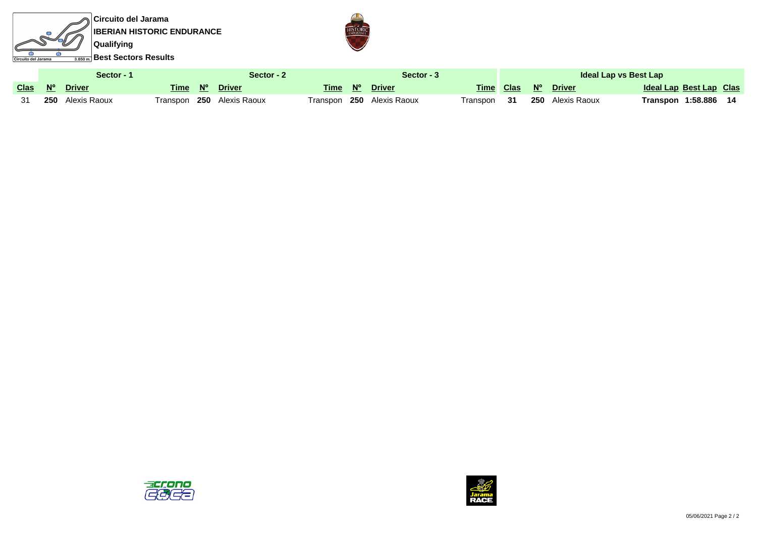**Circuito del Jarama**

**IBERIAN HISTORIC ENDURANCE**

**Qualifying**

**Best Sectors Results**

| Sector - 1 | | | | Sector - 2 | | | Sector - 3 | | | Ideal Lap vs Best Lap | | | | | |
|---|---|---|---|---|---|---|---|---|---|---|---|---|---|---|---|
| Clas | Nº | Driver | Time | Nº | Driver | Time | Nº | Driver | Time | Clas | Nº | Driver | Ideal Lap | Best Lap | Clas |
| 31 | **250** | Alexis Raoux | Transpon | **250** | Alexis Raoux | Transpon | **250** | Alexis Raoux | Transpon | **31** | **250** | Alexis Raoux | **Transpon** | **1:58.886** | **14** |

05/06/2021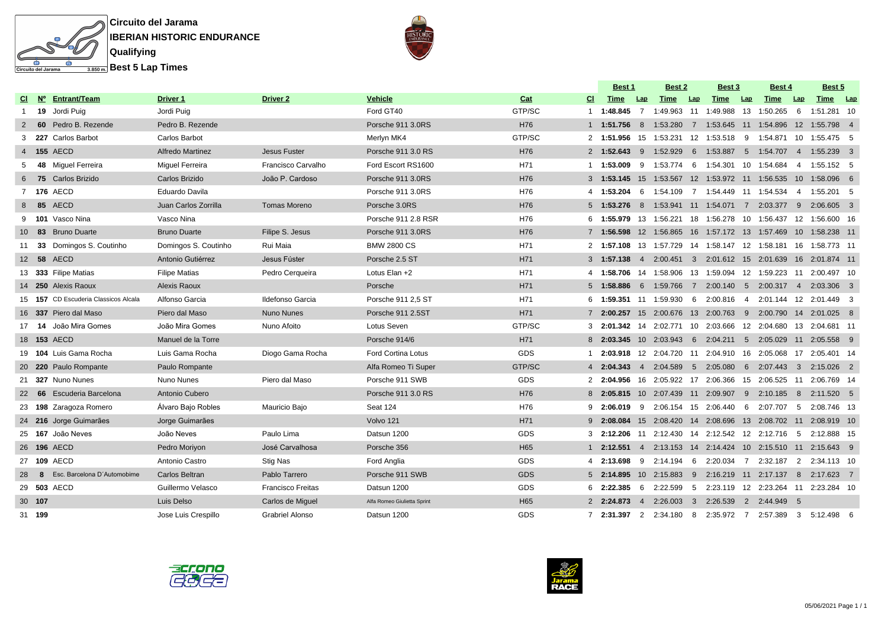# Circuito del Jarama

## IBERIAN HISTORIC ENDURANCE

### Qualifying

### Best 5 Lap Times

| Cl | Nº | Entrant/Team | Driver 1 | Driver 2 | Vehicle | Cat | Cl | Best 1 Time | Lap | Best 2 Time | Lap | Best 3 Time | Lap | Best 4 Time | Lap | Best 5 Time | Lap |
|---|---|---|---|---|---|---|---|---|---|---|---|---|---|---|---|---|---|
| 1 | 19 | Jordi Puig | Jordi Puig | | Ford GT40 | GTP/SC | 1 | 1:48.845 | 7 | 1:49.963 | 11 | 1:49.988 | 13 | 1:50.265 | 6 | 1:51.281 | 10 |
| 2 | 60 | Pedro B. Rezende | Pedro B. Rezende | | Porsche 911 3.0RS | H76 | 1 | 1:51.756 | 8 | 1:53.280 | 7 | 1:53.645 | 11 | 1:54.896 | 12 | 1:55.798 | 4 |
| 3 | 227 | Carlos Barbot | Carlos Barbot | | Merlyn MK4 | GTP/SC | 2 | 1:51.956 | 15 | 1:53.231 | 12 | 1:53.518 | 9 | 1:54.871 | 10 | 1:55.475 | 5 |
| 4 | 155 | AECD | Alfredo Martinez | Jesus Fuster | Porsche 911 3.0 RS | H76 | 2 | 1:52.643 | 9 | 1:52.929 | 6 | 1:53.887 | 5 | 1:54.707 | 4 | 1:55.239 | 3 |
| 5 | 48 | Miguel Ferreira | Miguel Ferreira | Francisco Carvalho | Ford Escort RS1600 | H71 | 1 | 1:53.009 | 9 | 1:53.774 | 6 | 1:54.301 | 10 | 1:54.684 | 4 | 1:55.152 | 5 |
| 6 | 75 | Carlos Brizido | Carlos Brizido | João P. Cardoso | Porsche 911 3.0RS | H76 | 3 | 1:53.145 | 15 | 1:53.567 | 12 | 1:53.972 | 11 | 1:56.535 | 10 | 1:58.096 | 6 |
| 7 | 176 | AECD | Eduardo Davila | | Porsche 911 3.0RS | H76 | 4 | 1:53.204 | 6 | 1:54.109 | 7 | 1:54.449 | 11 | 1:54.534 | 4 | 1:55.201 | 5 |
| 8 | 85 | AECD | Juan Carlos Zorrilla | Tomas Moreno | Porsche 3.0RS | H76 | 5 | 1:53.276 | 8 | 1:53.941 | 11 | 1:54.071 | 7 | 2:03.377 | 9 | 2:06.605 | 3 |
| 9 | 101 | Vasco Nina | Vasco Nina | | Porsche 911 2.8 RSR | H76 | 6 | 1:55.979 | 13 | 1:56.221 | 18 | 1:56.278 | 10 | 1:56.437 | 12 | 1:56.600 | 16 |
| 10 | 83 | Bruno Duarte | Bruno Duarte | Filipe S. Jesus | Porsche 911 3.0RS | H76 | 7 | 1:56.598 | 12 | 1:56.865 | 16 | 1:57.172 | 13 | 1:57.469 | 10 | 1:58.238 | 11 |
| 11 | 33 | Domingos S. Coutinho | Domingos S. Coutinho | Rui Maia | BMW 2800 CS | H71 | 2 | 1:57.108 | 13 | 1:57.729 | 14 | 1:58.147 | 12 | 1:58.181 | 16 | 1:58.773 | 11 |
| 12 | 58 | AECD | Antonio Gutiérrez | Jesus Fúster | Porsche 2.5 ST | H71 | 3 | 1:57.138 | 4 | 2:00.451 | 3 | 2:01.612 | 15 | 2:01.639 | 16 | 2:01.874 | 11 |
| 13 | 333 | Filipe Matias | Filipe Matias | Pedro Cerqueira | Lotus Elan +2 | H71 | 4 | 1:58.706 | 14 | 1:58.906 | 13 | 1:59.094 | 12 | 1:59.223 | 11 | 2:00.497 | 10 |
| 14 | 250 | Alexis Raoux | Alexis Raoux | | Porsche | H71 | 5 | 1:58.886 | 6 | 1:59.766 | 7 | 2:00.140 | 5 | 2:00.317 | 4 | 2:03.306 | 3 |
| 15 | 157 | CD Escuderia Classicos Alcala | Alfonso Garcia | Ildefonso Garcia | Porsche 911 2,5 ST | H71 | 6 | 1:59.351 | 11 | 1:59.930 | 6 | 2:00.816 | 4 | 2:01.144 | 12 | 2:01.449 | 3 |
| 16 | 337 | Piero dal Maso | Piero dal Maso | Nuno Nunes | Porsche 911 2.5ST | H71 | 7 | 2:00.257 | 15 | 2:00.676 | 13 | 2:00.763 | 9 | 2:00.790 | 14 | 2:01.025 | 8 |
| 17 | 14 | João Mira Gomes | João Mira Gomes | Nuno Afoito | Lotus Seven | GTP/SC | 3 | 2:01.342 | 14 | 2:02.771 | 10 | 2:03.666 | 12 | 2:04.680 | 13 | 2:04.681 | 11 |
| 18 | 153 | AECD | Manuel de la Torre | | Porsche 914/6 | H71 | 8 | 2:03.345 | 10 | 2:03.943 | 6 | 2:04.211 | 5 | 2:05.029 | 11 | 2:05.558 | 9 |
| 19 | 104 | Luis Gama Rocha | Luis Gama Rocha | Diogo Gama Rocha | Ford Cortina Lotus | GDS | 1 | 2:03.918 | 12 | 2:04.720 | 11 | 2:04.910 | 16 | 2:05.068 | 17 | 2:05.401 | 14 |
| 20 | 220 | Paulo Rompante | Paulo Rompante | | Alfa Romeo Ti Super | GTP/SC | 4 | 2:04.343 | 4 | 2:04.589 | 5 | 2:05.080 | 6 | 2:07.443 | 3 | 2:15.026 | 2 |
| 21 | 327 | Nuno Nunes | Nuno Nunes | Piero dal Maso | Porsche 911 SWB | GDS | 2 | 2:04.956 | 16 | 2:05.922 | 17 | 2:06.366 | 15 | 2:06.525 | 11 | 2:06.769 | 14 |
| 22 | 66 | Escuderia Barcelona | Antonio Cubero | | Porsche 911 3.0 RS | H76 | 8 | 2:05.815 | 10 | 2:07.439 | 11 | 2:09.907 | 9 | 2:10.185 | 8 | 2:11.520 | 5 |
| 23 | 198 | Zaragoza Romero | Álvaro Bajo Robles | Mauricio Bajo | Seat 124 | H76 | 9 | 2:06.019 | 9 | 2:06.154 | 15 | 2:06.440 | 6 | 2:07.707 | 5 | 2:08.746 | 13 |
| 24 | 216 | Jorge Guimarães | Jorge Guimarães | | Volvo 121 | H71 | 9 | 2:08.084 | 15 | 2:08.420 | 14 | 2:08.696 | 13 | 2:08.702 | 11 | 2:08.919 | 10 |
| 25 | 167 | João Neves | João Neves | Paulo Lima | Datsun 1200 | GDS | 3 | 2:12.206 | 11 | 2:12.430 | 14 | 2:12.542 | 12 | 2:12.716 | 5 | 2:12.888 | 15 |
| 26 | 196 | AECD | Pedro Moriyon | José Carvalhosa | Porsche 356 | H65 | 1 | 2:12.551 | 4 | 2:13.153 | 14 | 2:14.424 | 10 | 2:15.510 | 11 | 2:15.643 | 9 |
| 27 | 109 | AECD | Antonio Castro | Stig Nas | Ford Anglia | GDS | 4 | 2:13.698 | 9 | 2:14.194 | 6 | 2:20.034 | 7 | 2:32.187 | 2 | 2:34.113 | 10 |
| 28 | 8 | Esc. Barcelona D´Automobime | Carlos Beltran | Pablo Tarrero | Porsche 911 SWB | GDS | 5 | 2:14.895 | 10 | 2:15.883 | 9 | 2:16.219 | 11 | 2:17.137 | 8 | 2:17.623 | 7 |
| 29 | 503 | AECD | Guillermo Velasco | Francisco Freitas | Datsun 1200 | GDS | 6 | 2:22.385 | 6 | 2:22.599 | 5 | 2:23.119 | 12 | 2:23.264 | 11 | 2:23.284 | 10 |
| 30 | 107 | | Luis Delso | Carlos de Miguel | Alfa Romeo Giulietta Sprint | H65 | 2 | 2:24.873 | 4 | 2:26.003 | 3 | 2:26.539 | 2 | 2:44.949 | 5 | | |
| 31 | 199 | | Jose Luis Crespillo | Grabriel Alonso | Datsun 1200 | GDS | 7 | 2:31.397 | 2 | 2:34.180 | 8 | 2:35.972 | 7 | 2:57.389 | 3 | 5:12.498 | 6 |

05/06/2021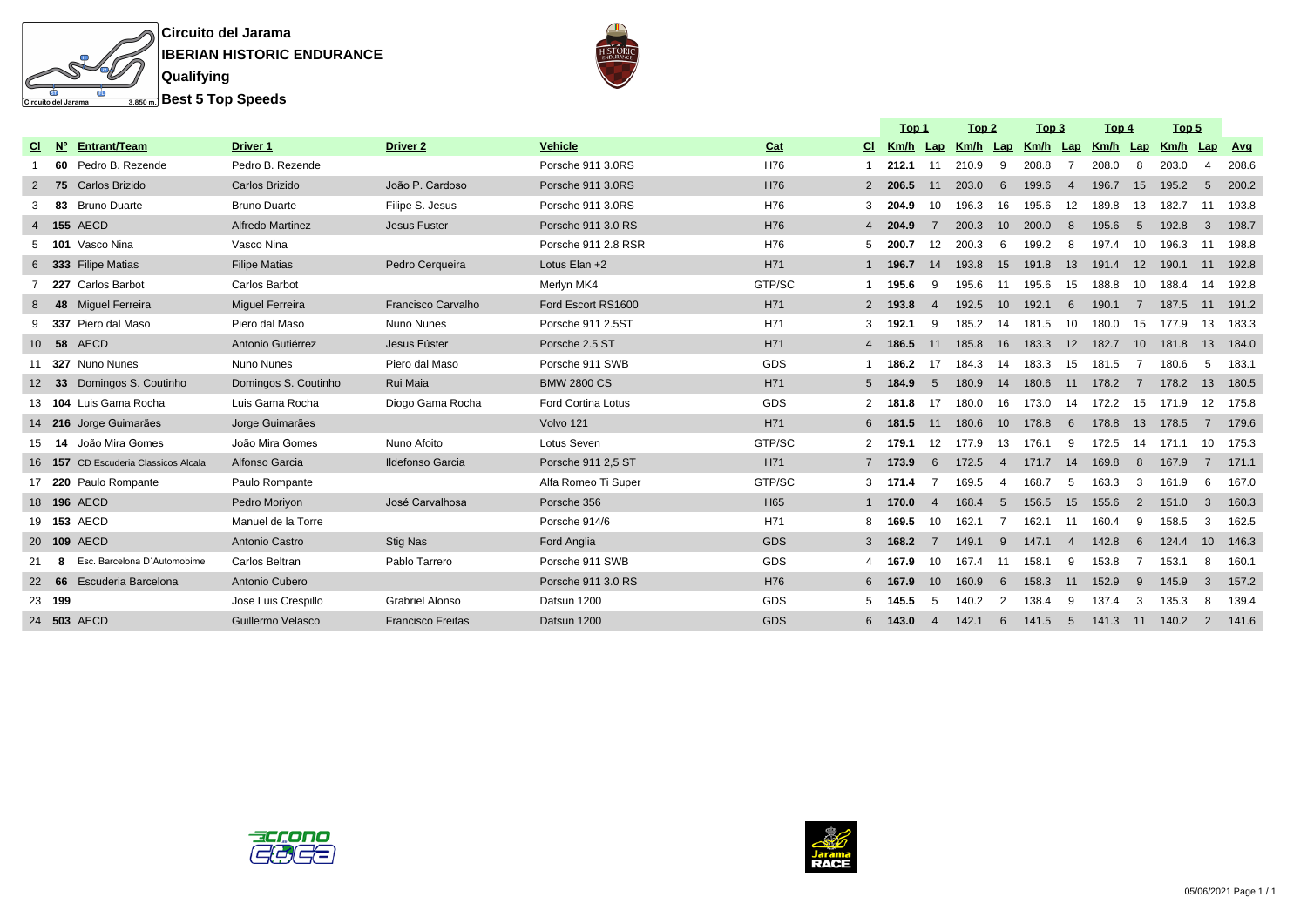# Circuito del Jarama

## IBERIAN HISTORIC ENDURANCE

### Qualifying

### Best 5 Top Speeds

| Cl | Nº | Entrant/Team | Driver 1 | Driver 2 | Vehicle | Cat | Cl | Top 1 Km/h | Lap | Top 2 Km/h | Lap | Top 3 Km/h | Lap | Top 4 Km/h | Lap | Top 5 Km/h | Lap | Avg |
|---|---|---|---|---|---|---|---|---|---|---|---|---|---|---|---|---|---|---|
| 1 | 60 | Pedro B. Rezende | Pedro B. Rezende | | Porsche 911 3.0RS | H76 | 1 | 212.1 | 11 | 210.9 | 9 | 208.8 | 7 | 208.0 | 8 | 203.0 | 4 | 208.6 |
| 2 | 75 | Carlos Brizido | Carlos Brizido | João P. Cardoso | Porsche 911 3.0RS | H76 | 2 | 206.5 | 11 | 203.0 | 6 | 199.6 | 4 | 196.7 | 15 | 195.2 | 5 | 200.2 |
| 3 | 83 | Bruno Duarte | Bruno Duarte | Filipe S. Jesus | Porsche 911 3.0RS | H76 | 3 | 204.9 | 10 | 196.3 | 16 | 195.6 | 12 | 189.8 | 13 | 182.7 | 11 | 193.8 |
| 4 | 155 | AECD | Alfredo Martinez | Jesus Fuster | Porsche 911 3.0 RS | H76 | 4 | 204.9 | 7 | 200.3 | 10 | 200.0 | 8 | 195.6 | 5 | 192.8 | 3 | 198.7 |
| 5 | 101 | Vasco Nina | Vasco Nina | | Porsche 911 2.8 RSR | H76 | 5 | 200.7 | 12 | 200.3 | 6 | 199.2 | 8 | 197.4 | 10 | 196.3 | 11 | 198.8 |
| 6 | 333 | Filipe Matias | Filipe Matias | Pedro Cerqueira | Lotus Elan +2 | H71 | 1 | 196.7 | 14 | 193.8 | 15 | 191.8 | 13 | 191.4 | 12 | 190.1 | 11 | 192.8 |
| 7 | 227 | Carlos Barbot | Carlos Barbot | | Merlyn MK4 | GTP/SC | 1 | 195.6 | 9 | 195.6 | 11 | 195.6 | 15 | 188.8 | 10 | 188.4 | 14 | 192.8 |
| 8 | 48 | Miguel Ferreira | Miguel Ferreira | Francisco Carvalho | Ford Escort RS1600 | H71 | 2 | 193.8 | 4 | 192.5 | 10 | 192.1 | 6 | 190.1 | 7 | 187.5 | 11 | 191.2 |
| 9 | 337 | Piero dal Maso | Piero dal Maso | Nuno Nunes | Porsche 911 2.5ST | H71 | 3 | 192.1 | 9 | 185.2 | 14 | 181.5 | 10 | 180.0 | 15 | 177.9 | 13 | 183.3 |
| 10 | 58 | AECD | Antonio Gutiérrez | Jesus Fúster | Porsche 2.5 ST | H71 | 4 | 186.5 | 11 | 185.8 | 16 | 183.3 | 12 | 182.7 | 10 | 181.8 | 13 | 184.0 |
| 11 | 327 | Nuno Nunes | Nuno Nunes | Piero dal Maso | Porsche 911 SWB | GDS | 1 | 186.2 | 17 | 184.3 | 14 | 183.3 | 15 | 181.5 | 7 | 180.6 | 5 | 183.1 |
| 12 | 33 | Domingos S. Coutinho | Domingos S. Coutinho | Rui Maia | BMW 2800 CS | H71 | 5 | 184.9 | 5 | 180.9 | 14 | 180.6 | 11 | 178.2 | 7 | 178.2 | 13 | 180.5 |
| 13 | 104 | Luis Gama Rocha | Luis Gama Rocha | Diogo Gama Rocha | Ford Cortina Lotus | GDS | 2 | 181.8 | 17 | 180.0 | 16 | 173.0 | 14 | 172.2 | 15 | 171.9 | 12 | 175.8 |
| 14 | 216 | Jorge Guimarães | Jorge Guimarães | | Volvo 121 | H71 | 6 | 181.5 | 11 | 180.6 | 10 | 178.8 | 6 | 178.8 | 13 | 178.5 | 7 | 179.6 |
| 15 | 14 | João Mira Gomes | João Mira Gomes | Nuno Afoito | Lotus Seven | GTP/SC | 2 | 179.1 | 12 | 177.9 | 13 | 176.1 | 9 | 172.5 | 14 | 171.1 | 10 | 175.3 |
| 16 | 157 | CD Escuderia Classicos Alcala | Alfonso Garcia | Ildefonso Garcia | Porsche 911 2,5 ST | H71 | 7 | 173.9 | 6 | 172.5 | 4 | 171.7 | 14 | 169.8 | 8 | 167.9 | 7 | 171.1 |
| 17 | 220 | Paulo Rompante | Paulo Rompante | | Alfa Romeo Ti Super | GTP/SC | 3 | 171.4 | 7 | 169.5 | 4 | 168.7 | 5 | 163.3 | 3 | 161.9 | 6 | 167.0 |
| 18 | 196 | AECD | Pedro Moriyon | José Carvalhosa | Porsche 356 | H65 | 1 | 170.0 | 4 | 168.4 | 5 | 156.5 | 15 | 155.6 | 2 | 151.0 | 3 | 160.3 |
| 19 | 153 | AECD | Manuel de la Torre | | Porsche 914/6 | H71 | 8 | 169.5 | 10 | 162.1 | 7 | 162.1 | 11 | 160.4 | 9 | 158.5 | 3 | 162.5 |
| 20 | 109 | AECD | Antonio Castro | Stig Nas | Ford Anglia | GDS | 3 | 168.2 | 7 | 149.1 | 9 | 147.1 | 4 | 142.8 | 6 | 124.4 | 10 | 146.3 |
| 21 | 8 | Esc. Barcelona D´Automobime | Carlos Beltran | Pablo Tarrero | Porsche 911 SWB | GDS | 4 | 167.9 | 10 | 167.4 | 11 | 158.1 | 9 | 153.8 | 7 | 153.1 | 8 | 160.1 |
| 22 | 66 | Escuderia Barcelona | Antonio Cubero | | Porsche 911 3.0 RS | H76 | 6 | 167.9 | 10 | 160.9 | 6 | 158.3 | 11 | 152.9 | 9 | 145.9 | 3 | 157.2 |
| 23 | 199 | | Jose Luis Crespillo | Grabriel Alonso | Datsun 1200 | GDS | 5 | 145.5 | 5 | 140.2 | 2 | 138.4 | 9 | 137.4 | 3 | 135.3 | 8 | 139.4 |
| 24 | 503 | AECD | Guillermo Velasco | Francisco Freitas | Datsun 1200 | GDS | 6 | 143.0 | 4 | 142.1 | 6 | 141.5 | 5 | 141.3 | 11 | 140.2 | 2 | 141.6 |

05/06/2021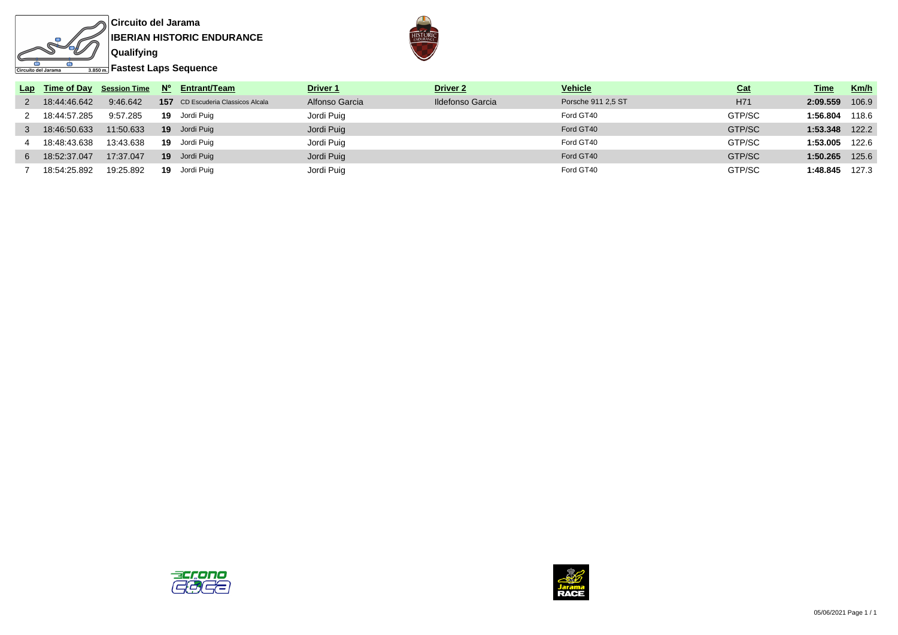**Circuito del Jarama**

**IBERIAN HISTORIC ENDURANCE**

**Qualifying**

**Fastest Laps Sequence**

| Lap | Time of Day | Session Time | Nº | Entrant/Team | Driver 1 | Driver 2 | Vehicle | Cat | Time | Km/h |
|---|---|---|---|---|---|---|---|---|---|---|
| 2 | 18:44:46.642 | 9:46.642 | **157** | CD Escuderia Classicos Alcala | Alfonso Garcia | Ildefonso Garcia | Porsche 911 2,5 ST | H71 | **2:09.559** | 106.9 |
| 2 | 18:44:57.285 | 9:57.285 | **19** | Jordi Puig | Jordi Puig | | Ford GT40 | GTP/SC | **1:56.804** | 118.6 |
| 3 | 18:46:50.633 | 11:50.633 | **19** | Jordi Puig | Jordi Puig | | Ford GT40 | GTP/SC | **1:53.348** | 122.2 |
| 4 | 18:48:43.638 | 13:43.638 | **19** | Jordi Puig | Jordi Puig | | Ford GT40 | GTP/SC | **1:53.005** | 122.6 |
| 6 | 18:52:37.047 | 17:37.047 | **19** | Jordi Puig | Jordi Puig | | Ford GT40 | GTP/SC | **1:50.265** | 125.6 |
| 7 | 18:54:25.892 | 19:25.892 | **19** | Jordi Puig | Jordi Puig | | Ford GT40 | GTP/SC | **1:48.845** | 127.3 |

05/06/2021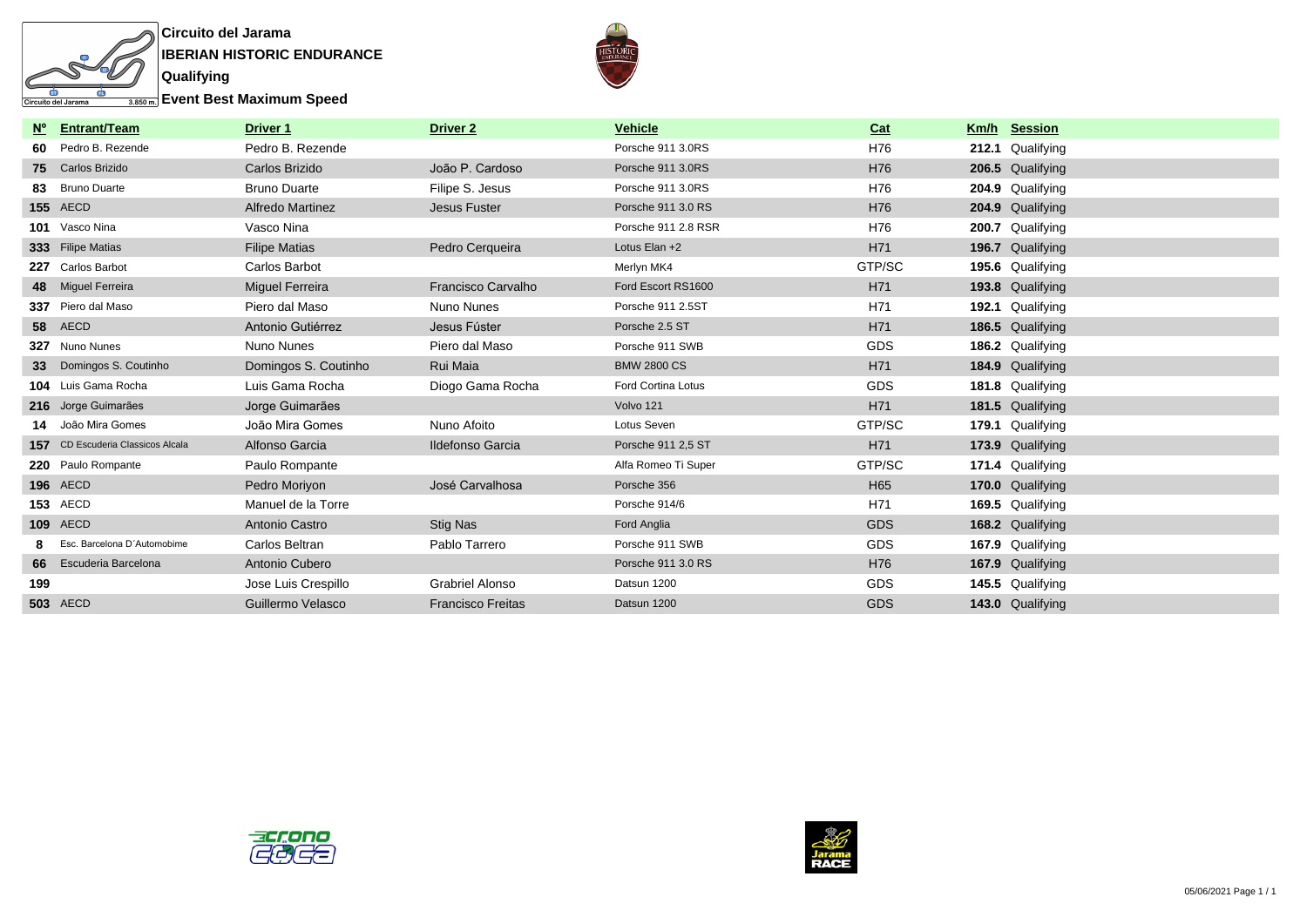**Circuito del Jarama**

**IBERIAN HISTORIC ENDURANCE**

**Qualifying**

**Event Best Maximum Speed**

| Nº | Entrant/Team | Driver 1 | Driver 2 | Vehicle | Cat | Km/h | Session |
|---|---|---|---|---|---|---|---|
| **60** | Pedro B. Rezende | Pedro B. Rezende | | Porsche 911 3.0RS | H76 | **212.1** | Qualifying |
| **75** | Carlos Brizido | Carlos Brizido | João P. Cardoso | Porsche 911 3.0RS | H76 | **206.5** | Qualifying |
| **83** | Bruno Duarte | Bruno Duarte | Filipe S. Jesus | Porsche 911 3.0RS | H76 | **204.9** | Qualifying |
| **155** | AECD | Alfredo Martinez | Jesus Fuster | Porsche 911 3.0 RS | H76 | **204.9** | Qualifying |
| **101** | Vasco Nina | Vasco Nina | | Porsche 911 2.8 RSR | H76 | **200.7** | Qualifying |
| **333** | Filipe Matias | Filipe Matias | Pedro Cerqueira | Lotus Elan +2 | H71 | **196.7** | Qualifying |
| **227** | Carlos Barbot | Carlos Barbot | | Merlyn MK4 | GTP/SC | **195.6** | Qualifying |
| **48** | Miguel Ferreira | Miguel Ferreira | Francisco Carvalho | Ford Escort RS1600 | H71 | **193.8** | Qualifying |
| **337** | Piero dal Maso | Piero dal Maso | Nuno Nunes | Porsche 911 2.5ST | H71 | **192.1** | Qualifying |
| **58** | AECD | Antonio Gutiérrez | Jesus Fúster | Porsche 2.5 ST | H71 | **186.5** | Qualifying |
| **327** | Nuno Nunes | Nuno Nunes | Piero dal Maso | Porsche 911 SWB | GDS | **186.2** | Qualifying |
| **33** | Domingos S. Coutinho | Domingos S. Coutinho | Rui Maia | BMW 2800 CS | H71 | **184.9** | Qualifying |
| **104** | Luis Gama Rocha | Luis Gama Rocha | Diogo Gama Rocha | Ford Cortina Lotus | GDS | **181.8** | Qualifying |
| **216** | Jorge Guimarães | Jorge Guimarães | | Volvo 121 | H71 | **181.5** | Qualifying |
| **14** | João Mira Gomes | João Mira Gomes | Nuno Afoito | Lotus Seven | GTP/SC | **179.1** | Qualifying |
| **157** | CD Escuderia Classicos Alcala | Alfonso Garcia | Ildefonso Garcia | Porsche 911 2,5 ST | H71 | **173.9** | Qualifying |
| **220** | Paulo Rompante | Paulo Rompante | | Alfa Romeo Ti Super | GTP/SC | **171.4** | Qualifying |
| **196** | AECD | Pedro Moriyon | José Carvalhosa | Porsche 356 | H65 | **170.0** | Qualifying |
| **153** | AECD | Manuel de la Torre | | Porsche 914/6 | H71 | **169.5** | Qualifying |
| **109** | AECD | Antonio Castro | Stig Nas | Ford Anglia | GDS | **168.2** | Qualifying |
| **8** | Esc. Barcelona D´Automobime | Carlos Beltran | Pablo Tarrero | Porsche 911 SWB | GDS | **167.9** | Qualifying |
| **66** | Escuderia Barcelona | Antonio Cubero | | Porsche 911 3.0 RS | H76 | **167.9** | Qualifying |
| **199** | | Jose Luis Crespillo | Grabriel Alonso | Datsun 1200 | GDS | **145.5** | Qualifying |
| **503** | AECD | Guillermo Velasco | Francisco Freitas | Datsun 1200 | GDS | **143.0** | Qualifying |

05/06/2021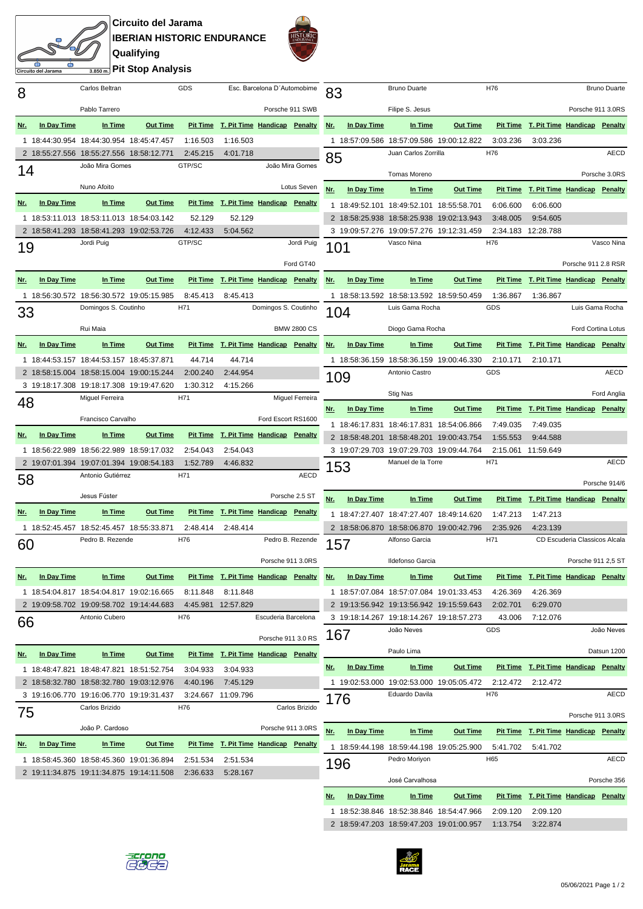# Circuito del Jarama

## IBERIAN HISTORIC ENDURANCE

### Qualifying

### Pit Stop Analysis

**8** — Carlos Beltran / Pablo Tarrero — GDS — Esc. Barcelona D´Automobime — Porsche 911 SWB

| Nr. | In Day Time | In Time | Out Time | Pit Time | T. Pit Time | Handicap | Penalty |
|---|---|---|---|---|---|---|---|
| 1 | 18:44:30.954 | 18:44:30.954 | 18:45:47.457 | 1:16.503 | 1:16.503 | | |
| 2 | 18:55:27.556 | 18:55:27.556 | 18:58:12.771 | 2:45.215 | 4:01.718 | | |

**14** — João Mira Gomes / Nuno Afoito — GTP/SC — João Mira Gomes — Lotus Seven

| Nr. | In Day Time | In Time | Out Time | Pit Time | T. Pit Time | Handicap | Penalty |
|---|---|---|---|---|---|---|---|
| 1 | 18:53:11.013 | 18:53:11.013 | 18:54:03.142 | 52.129 | 52.129 | | |
| 2 | 18:58:41.293 | 18:58:41.293 | 19:02:53.726 | 4:12.433 | 5:04.562 | | |

**19** — Jordi Puig — GTP/SC — Jordi Puig — Ford GT40

| Nr. | In Day Time | In Time | Out Time | Pit Time | T. Pit Time | Handicap | Penalty |
|---|---|---|---|---|---|---|---|
| 1 | 18:56:30.572 | 18:56:30.572 | 19:05:15.985 | 8:45.413 | 8:45.413 | | |

**33** — Domingos S. Coutinho / Rui Maia — H71 — Domingos S. Coutinho — BMW 2800 CS

| Nr. | In Day Time | In Time | Out Time | Pit Time | T. Pit Time | Handicap | Penalty |
|---|---|---|---|---|---|---|---|
| 1 | 18:44:53.157 | 18:44:53.157 | 18:45:37.871 | 44.714 | 44.714 | | |
| 2 | 18:58:15.004 | 18:58:15.004 | 19:00:15.244 | 2:00.240 | 2:44.954 | | |
| 3 | 19:18:17.308 | 19:18:17.308 | 19:19:47.620 | 1:30.312 | 4:15.266 | | |

**48** — Miguel Ferreira / Francisco Carvalho — H71 — Miguel Ferreira — Ford Escort RS1600

| Nr. | In Day Time | In Time | Out Time | Pit Time | T. Pit Time | Handicap | Penalty |
|---|---|---|---|---|---|---|---|
| 1 | 18:56:22.989 | 18:56:22.989 | 18:59:17.032 | 2:54.043 | 2:54.043 | | |
| 2 | 19:07:01.394 | 19:07:01.394 | 19:08:54.183 | 1:52.789 | 4:46.832 | | |

**58** — Antonio Gutiérrez / Jesus Fúster — H71 — AECD — Porsche 2.5 ST

| Nr. | In Day Time | In Time | Out Time | Pit Time | T. Pit Time | Handicap | Penalty |
|---|---|---|---|---|---|---|---|
| 1 | 18:52:45.457 | 18:52:45.457 | 18:55:33.871 | 2:48.414 | 2:48.414 | | |

**60** — Pedro B. Rezende — H76 — Pedro B. Rezende — Porsche 911 3.0RS

| Nr. | In Day Time | In Time | Out Time | Pit Time | T. Pit Time | Handicap | Penalty |
|---|---|---|---|---|---|---|---|
| 1 | 18:54:04.817 | 18:54:04.817 | 19:02:16.665 | 8:11.848 | 8:11.848 | | |
| 2 | 19:09:58.702 | 19:09:58.702 | 19:14:44.683 | 4:45.981 | 12:57.829 | | |

**66** — Antonio Cubero — H76 — Escuderia Barcelona — Porsche 911 3.0 RS

| Nr. | In Day Time | In Time | Out Time | Pit Time | T. Pit Time | Handicap | Penalty |
|---|---|---|---|---|---|---|---|
| 1 | 18:48:47.821 | 18:48:47.821 | 18:51:52.754 | 3:04.933 | 3:04.933 | | |
| 2 | 18:58:32.780 | 18:58:32.780 | 19:03:12.976 | 4:40.196 | 7:45.129 | | |
| 3 | 19:16:06.770 | 19:16:06.770 | 19:19:31.437 | 3:24.667 | 11:09.796 | | |

**75** — Carlos Brizido / João P. Cardoso — H76 — Carlos Brizido — Porsche 911 3.0RS

| Nr. | In Day Time | In Time | Out Time | Pit Time | T. Pit Time | Handicap | Penalty |
|---|---|---|---|---|---|---|---|
| 1 | 18:58:45.360 | 18:58:45.360 | 19:01:36.894 | 2:51.534 | 2:51.534 | | |
| 2 | 19:11:34.875 | 19:11:34.875 | 19:14:11.508 | 2:36.633 | 5:28.167 | | |

**83** — Bruno Duarte / Filipe S. Jesus — H76 — Bruno Duarte — Porsche 911 3.0RS

| Nr. | In Day Time | In Time | Out Time | Pit Time | T. Pit Time | Handicap | Penalty |
|---|---|---|---|---|---|---|---|
| 1 | 18:57:09.586 | 18:57:09.586 | 19:00:12.822 | 3:03.236 | 3:03.236 | | |

**85** — Juan Carlos Zorrilla / Tomas Moreno — H76 — AECD — Porsche 3.0RS

| Nr. | In Day Time | In Time | Out Time | Pit Time | T. Pit Time | Handicap | Penalty |
|---|---|---|---|---|---|---|---|
| 1 | 18:49:52.101 | 18:49:52.101 | 18:55:58.701 | 6:06.600 | 6:06.600 | | |
| 2 | 18:58:25.938 | 18:58:25.938 | 19:02:13.943 | 3:48.005 | 9:54.605 | | |
| 3 | 19:09:57.276 | 19:09:57.276 | 19:12:31.459 | 2:34.183 | 12:28.788 | | |

**101** — Vasco Nina — H76 — Vasco Nina — Porsche 911 2.8 RSR

| Nr. | In Day Time | In Time | Out Time | Pit Time | T. Pit Time | Handicap | Penalty |
|---|---|---|---|---|---|---|---|
| 1 | 18:58:13.592 | 18:58:13.592 | 18:59:50.459 | 1:36.867 | 1:36.867 | | |

**104** — Luis Gama Rocha / Diogo Gama Rocha — GDS — Luis Gama Rocha — Ford Cortina Lotus

| Nr. | In Day Time | In Time | Out Time | Pit Time | T. Pit Time | Handicap | Penalty |
|---|---|---|---|---|---|---|---|
| 1 | 18:58:36.159 | 18:58:36.159 | 19:00:46.330 | 2:10.171 | 2:10.171 | | |

**109** — Antonio Castro / Stig Nas — GDS — AECD — Ford Anglia

| Nr. | In Day Time | In Time | Out Time | Pit Time | T. Pit Time | Handicap | Penalty |
|---|---|---|---|---|---|---|---|
| 1 | 18:46:17.831 | 18:46:17.831 | 18:54:06.866 | 7:49.035 | 7:49.035 | | |
| 2 | 18:58:48.201 | 18:58:48.201 | 19:00:43.754 | 1:55.553 | 9:44.588 | | |
| 3 | 19:07:29.703 | 19:07:29.703 | 19:09:44.764 | 2:15.061 | 11:59.649 | | |

**153** — Manuel de la Torre — H71 — AECD — Porsche 914/6

| Nr. | In Day Time | In Time | Out Time | Pit Time | T. Pit Time | Handicap | Penalty |
|---|---|---|---|---|---|---|---|
| 1 | 18:47:27.407 | 18:47:27.407 | 18:49:14.620 | 1:47.213 | 1:47.213 | | |
| 2 | 18:58:06.870 | 18:58:06.870 | 19:00:42.796 | 2:35.926 | 4:23.139 | | |

**157** — Alfonso Garcia / Ildefonso Garcia — H71 — CD Escuderia Classicos Alcala — Porsche 911 2,5 ST

| Nr. | In Day Time | In Time | Out Time | Pit Time | T. Pit Time | Handicap | Penalty |
|---|---|---|---|---|---|---|---|
| 1 | 18:57:07.084 | 18:57:07.084 | 19:01:33.453 | 4:26.369 | 4:26.369 | | |
| 2 | 19:13:56.942 | 19:13:56.942 | 19:15:59.643 | 2:02.701 | 6:29.070 | | |
| 3 | 19:18:14.267 | 19:18:14.267 | 19:18:57.273 | 43.006 | 7:12.076 | | |

**167** — João Neves / Paulo Lima — GDS — João Neves — Datsun 1200

| Nr. | In Day Time | In Time | Out Time | Pit Time | T. Pit Time | Handicap | Penalty |
|---|---|---|---|---|---|---|---|
| 1 | 19:02:53.000 | 19:02:53.000 | 19:05:05.472 | 2:12.472 | 2:12.472 | | |

**176** — Eduardo Davila — H76 — AECD — Porsche 911 3.0RS

| Nr. | In Day Time | In Time | Out Time | Pit Time | T. Pit Time | Handicap | Penalty |
|---|---|---|---|---|---|---|---|
| 1 | 18:59:44.198 | 18:59:44.198 | 19:05:25.900 | 5:41.702 | 5:41.702 | | |

**196** — Pedro Moriyon / José Carvalhosa — H65 — AECD — Porsche 356

| Nr. | In Day Time | In Time | Out Time | Pit Time | T. Pit Time | Handicap | Penalty |
|---|---|---|---|---|---|---|---|
| 1 | 18:52:38.846 | 18:52:38.846 | 18:54:47.966 | 2:09.120 | 2:09.120 | | |
| 2 | 18:59:47.203 | 18:59:47.203 | 19:01:00.957 | 1:13.754 | 3:22.874 | | |

05/06/2021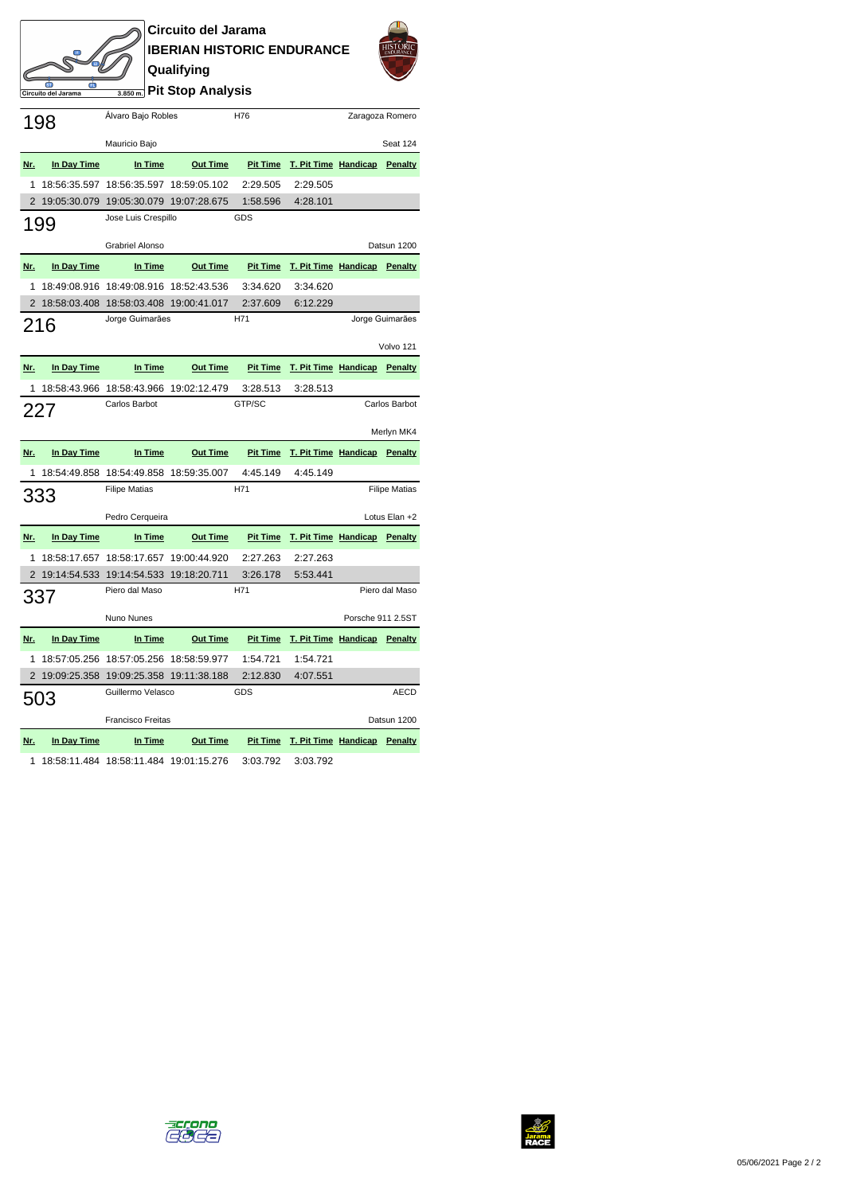# Circuito del Jarama
## IBERIAN HISTORIC ENDURANCE
### Qualifying
### Pit Stop Analysis

Circuito del Jarama 3.850 m.

## 198

Álvaro Bajo Robles — H76 — Zaragoza Romero

Mauricio Bajo — Seat 124

| Nr. | In Day Time | In Time | Out Time | Pit Time | T. Pit Time | Handicap | Penalty |
|---|---|---|---|---|---|---|---|
| 1 | 18:56:35.597 | 18:56:35.597 | 18:59:05.102 | 2:29.505 | 2:29.505 | | |
| 2 | 19:05:30.079 | 19:05:30.079 | 19:07:28.675 | 1:58.596 | 4:28.101 | | |

## 199

Jose Luis Crespillo — GDS

Grabriel Alonso — Datsun 1200

| Nr. | In Day Time | In Time | Out Time | Pit Time | T. Pit Time | Handicap | Penalty |
|---|---|---|---|---|---|---|---|
| 1 | 18:49:08.916 | 18:49:08.916 | 18:52:43.536 | 3:34.620 | 3:34.620 | | |
| 2 | 18:58:03.408 | 18:58:03.408 | 19:00:41.017 | 2:37.609 | 6:12.229 | | |

## 216

Jorge Guimarães — H71 — Jorge Guimarães

Volvo 121

| Nr. | In Day Time | In Time | Out Time | Pit Time | T. Pit Time | Handicap | Penalty |
|---|---|---|---|---|---|---|---|
| 1 | 18:58:43.966 | 18:58:43.966 | 19:02:12.479 | 3:28.513 | 3:28.513 | | |

## 227

Carlos Barbot — GTP/SC — Carlos Barbot

Merlyn MK4

| Nr. | In Day Time | In Time | Out Time | Pit Time | T. Pit Time | Handicap | Penalty |
|---|---|---|---|---|---|---|---|
| 1 | 18:54:49.858 | 18:54:49.858 | 18:59:35.007 | 4:45.149 | 4:45.149 | | |

## 333

Filipe Matias — H71 — Filipe Matias

Pedro Cerqueira — Lotus Elan +2

| Nr. | In Day Time | In Time | Out Time | Pit Time | T. Pit Time | Handicap | Penalty |
|---|---|---|---|---|---|---|---|
| 1 | 18:58:17.657 | 18:58:17.657 | 19:00:44.920 | 2:27.263 | 2:27.263 | | |
| 2 | 19:14:54.533 | 19:14:54.533 | 19:18:20.711 | 3:26.178 | 5:53.441 | | |

## 337

Piero dal Maso — H71 — Piero dal Maso

Nuno Nunes — Porsche 911 2.5ST

| Nr. | In Day Time | In Time | Out Time | Pit Time | T. Pit Time | Handicap | Penalty |
|---|---|---|---|---|---|---|---|
| 1 | 18:57:05.256 | 18:57:05.256 | 18:58:59.977 | 1:54.721 | 1:54.721 | | |
| 2 | 19:09:25.358 | 19:09:25.358 | 19:11:38.188 | 2:12.830 | 4:07.551 | | |

## 503

Guillermo Velasco — GDS — AECD

Francisco Freitas — Datsun 1200

| Nr. | In Day Time | In Time | Out Time | Pit Time | T. Pit Time | Handicap | Penalty |
|---|---|---|---|---|---|---|---|
| 1 | 18:58:11.484 | 18:58:11.484 | 19:01:15.276 | 3:03.792 | 3:03.792 | | |

05/06/2021